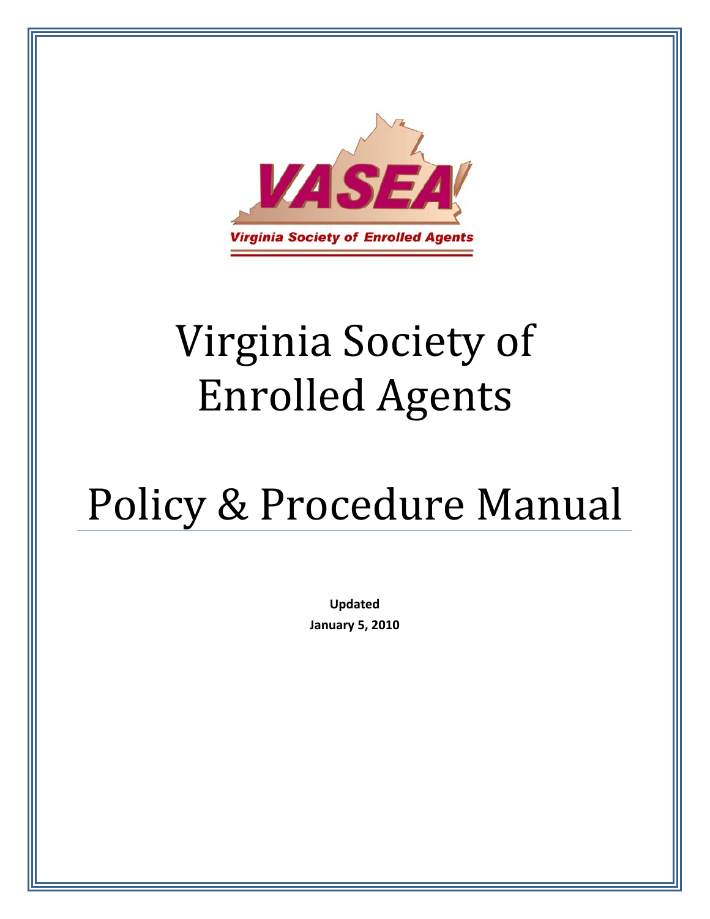VASEA

Virginia Society of Enrolled Agents

# Virginia Society of Enrolled Agents

# Policy & Procedure Manual

**Updated**

**January 5, 2010**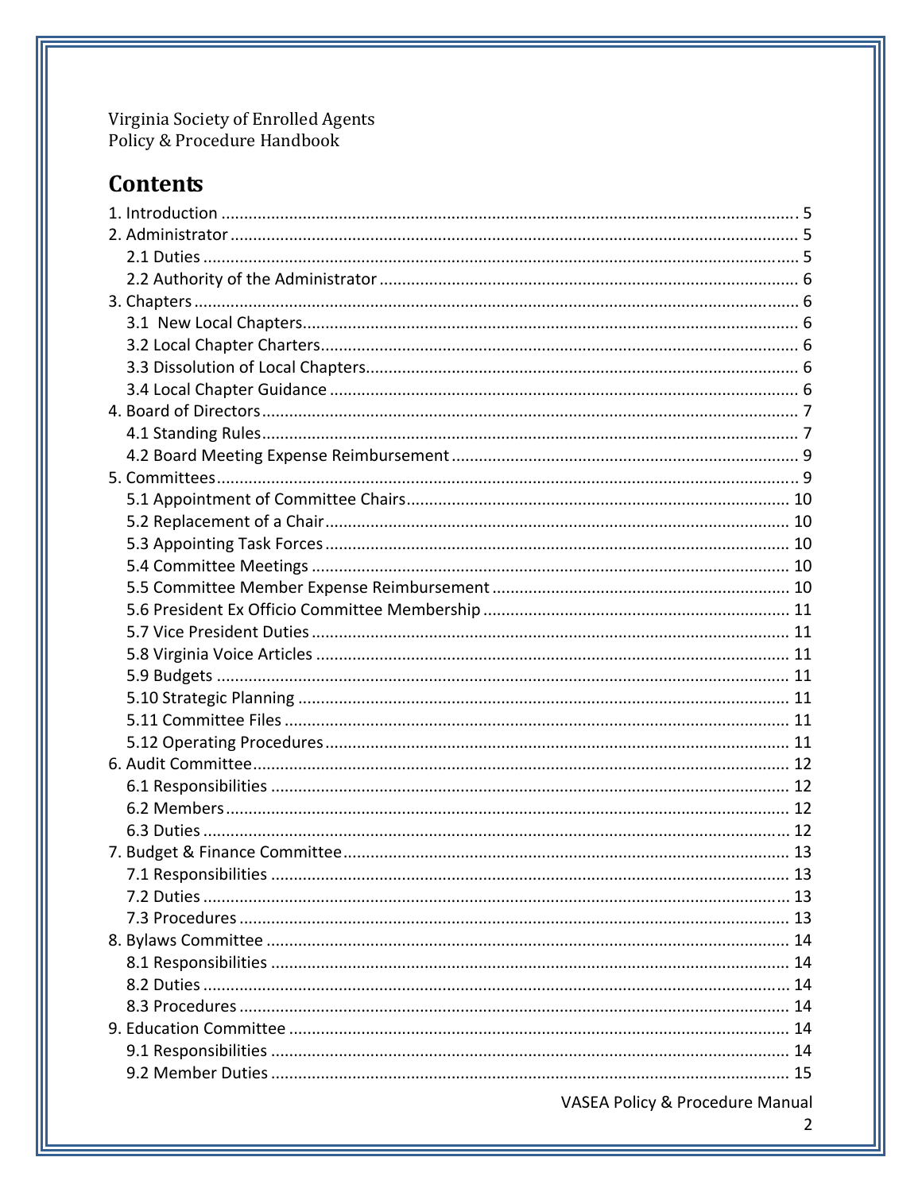Virginia Society of Enrolled Agents
Policy & Procedure Handbook

# Contents

1. Introduction ..... 5
2. Administrator ..... 5
   - 2.1 Duties ..... 5
   - 2.2 Authority of the Administrator ..... 6
3. Chapters ..... 6
   - 3.1 New Local Chapters ..... 6
   - 3.2 Local Chapter Charters ..... 6
   - 3.3 Dissolution of Local Chapters ..... 6
   - 3.4 Local Chapter Guidance ..... 6
4. Board of Directors ..... 7
   - 4.1 Standing Rules ..... 7
   - 4.2 Board Meeting Expense Reimbursement ..... 9
5. Committees ..... 9
   - 5.1 Appointment of Committee Chairs ..... 10
   - 5.2 Replacement of a Chair ..... 10
   - 5.3 Appointing Task Forces ..... 10
   - 5.4 Committee Meetings ..... 10
   - 5.5 Committee Member Expense Reimbursement ..... 10
   - 5.6 President Ex Officio Committee Membership ..... 11
   - 5.7 Vice President Duties ..... 11
   - 5.8 Virginia Voice Articles ..... 11
   - 5.9 Budgets ..... 11
   - 5.10 Strategic Planning ..... 11
   - 5.11 Committee Files ..... 11
   - 5.12 Operating Procedures ..... 11
6. Audit Committee ..... 12
   - 6.1 Responsibilities ..... 12
   - 6.2 Members ..... 12
   - 6.3 Duties ..... 12
7. Budget & Finance Committee ..... 13
   - 7.1 Responsibilities ..... 13
   - 7.2 Duties ..... 13
   - 7.3 Procedures ..... 13
8. Bylaws Committee ..... 14
   - 8.1 Responsibilities ..... 14
   - 8.2 Duties ..... 14
   - 8.3 Procedures ..... 14
9. Education Committee ..... 14
   - 9.1 Responsibilities ..... 14
   - 9.2 Member Duties ..... 15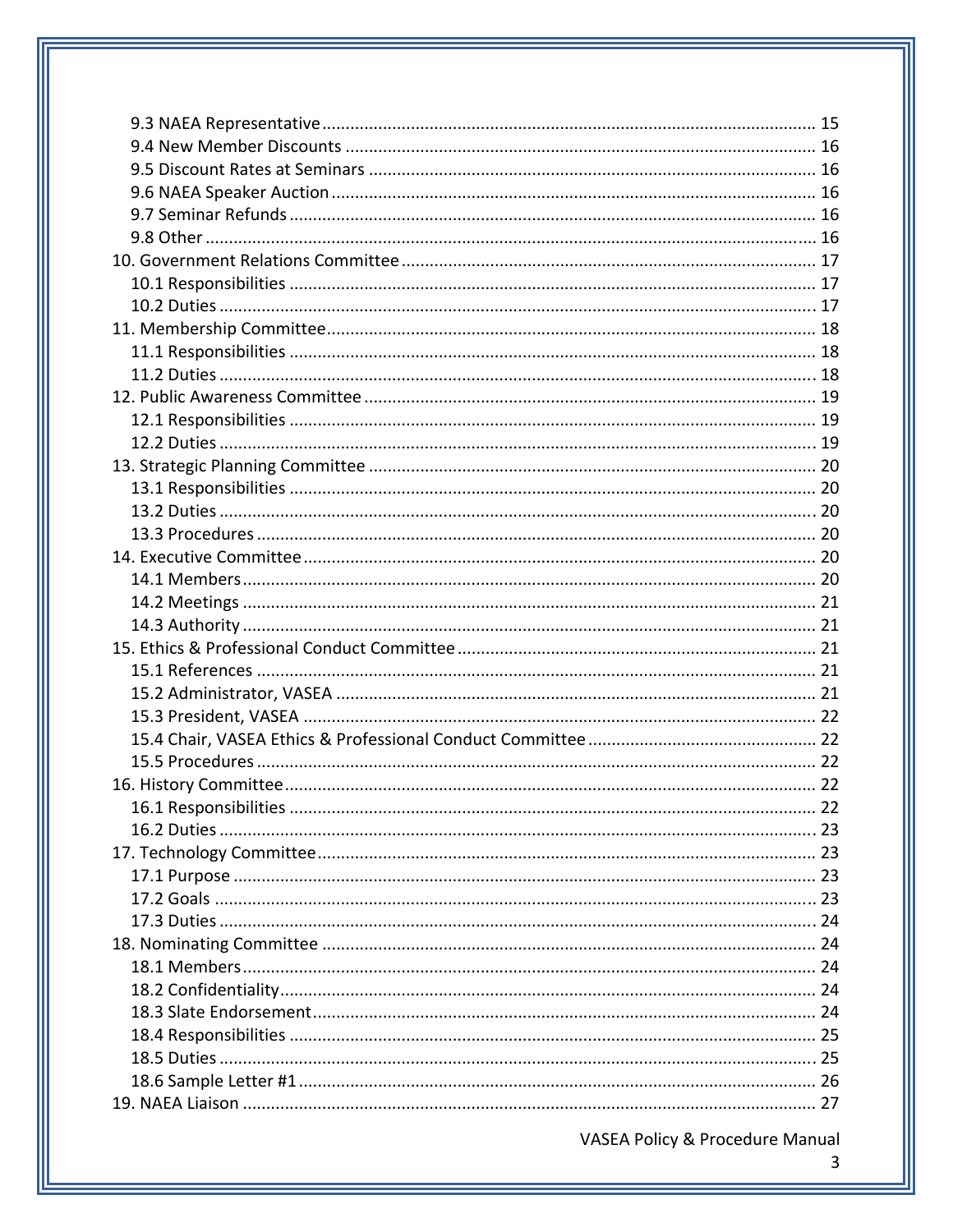9.3 NAEA Representative ........................................................................................................ 15
9.4 New Member Discounts ................................................................................................... 16
9.5 Discount Rates at Seminars .............................................................................................. 16
9.6 NAEA Speaker Auction ...................................................................................................... 16
9.7 Seminar Refunds ............................................................................................................... 16
9.8 Other ................................................................................................................................. 16
10. Government Relations Committee ....................................................................................... 17
10.1 Responsibilities ............................................................................................................... 17
10.2 Duties .............................................................................................................................. 17
11. Membership Committee ....................................................................................................... 18
11.1 Responsibilities ............................................................................................................... 18
11.2 Duties .............................................................................................................................. 18
12. Public Awareness Committee ................................................................................................ 19
12.1 Responsibilities ............................................................................................................... 19
12.2 Duties .............................................................................................................................. 19
13. Strategic Planning Committee ............................................................................................... 20
13.1 Responsibilities ............................................................................................................... 20
13.2 Duties .............................................................................................................................. 20
13.3 Procedures ...................................................................................................................... 20
14. Executive Committee ............................................................................................................ 20
14.1 Members ......................................................................................................................... 20
14.2 Meetings ......................................................................................................................... 21
14.3 Authority ......................................................................................................................... 21
15. Ethics & Professional Conduct Committee ............................................................................ 21
15.1 References ...................................................................................................................... 21
15.2 Administrator, VASEA ..................................................................................................... 21
15.3 President, VASEA ............................................................................................................ 22
15.4 Chair, VASEA Ethics & Professional Conduct Committee ................................................ 22
15.5 Procedures ...................................................................................................................... 22
16. History Committee ................................................................................................................ 22
16.1 Responsibilities ............................................................................................................... 22
16.2 Duties .............................................................................................................................. 23
17. Technology Committee ......................................................................................................... 23
17.1 Purpose ........................................................................................................................... 23
17.2 Goals ............................................................................................................................... 23
17.3 Duties .............................................................................................................................. 24
18. Nominating Committee ........................................................................................................ 24
18.1 Members ......................................................................................................................... 24
18.2 Confidentiality ................................................................................................................. 24
18.3 Slate Endorsement .......................................................................................................... 24
18.4 Responsibilities ............................................................................................................... 25
18.5 Duties .............................................................................................................................. 25
18.6 Sample Letter #1 ............................................................................................................. 26
19. NAEA Liaison ......................................................................................................................... 27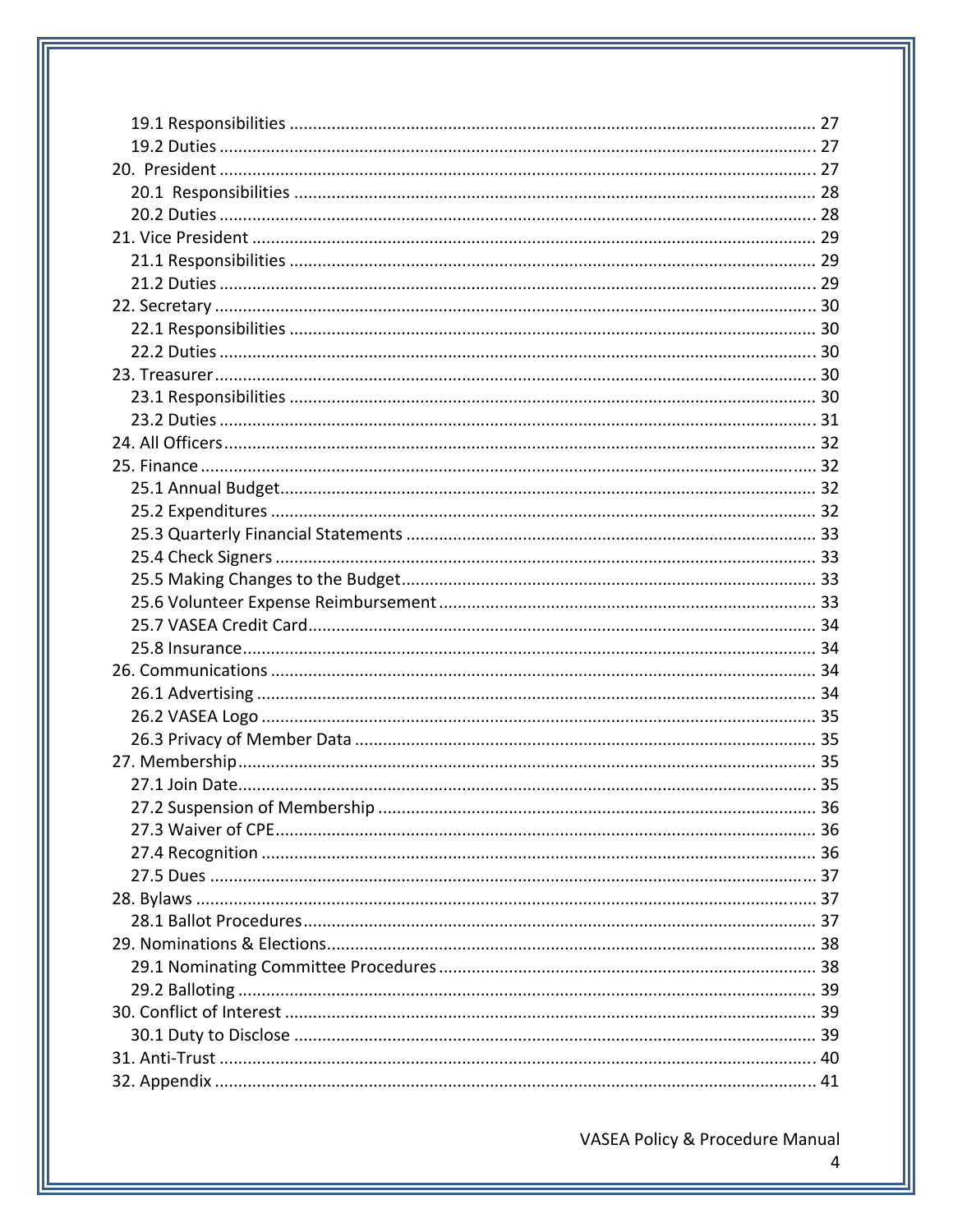19.1 Responsibilities ..... 27
19.2 Duties ..... 27
20. President ..... 27
20.1 Responsibilities ..... 28
20.2 Duties ..... 28
21. Vice President ..... 29
21.1 Responsibilities ..... 29
21.2 Duties ..... 29
22. Secretary ..... 30
22.1 Responsibilities ..... 30
22.2 Duties ..... 30
23. Treasurer ..... 30
23.1 Responsibilities ..... 30
23.2 Duties ..... 31
24. All Officers ..... 32
25. Finance ..... 32
25.1 Annual Budget ..... 32
25.2 Expenditures ..... 32
25.3 Quarterly Financial Statements ..... 33
25.4 Check Signers ..... 33
25.5 Making Changes to the Budget ..... 33
25.6 Volunteer Expense Reimbursement ..... 33
25.7 VASEA Credit Card ..... 34
25.8 Insurance ..... 34
26. Communications ..... 34
26.1 Advertising ..... 34
26.2 VASEA Logo ..... 35
26.3 Privacy of Member Data ..... 35
27. Membership ..... 35
27.1 Join Date ..... 35
27.2 Suspension of Membership ..... 36
27.3 Waiver of CPE ..... 36
27.4 Recognition ..... 36
27.5 Dues ..... 37
28. Bylaws ..... 37
28.1 Ballot Procedures ..... 37
29. Nominations & Elections ..... 38
29.1 Nominating Committee Procedures ..... 38
29.2 Balloting ..... 39
30. Conflict of Interest ..... 39
30.1 Duty to Disclose ..... 39
31. Anti-Trust ..... 40
32. Appendix ..... 41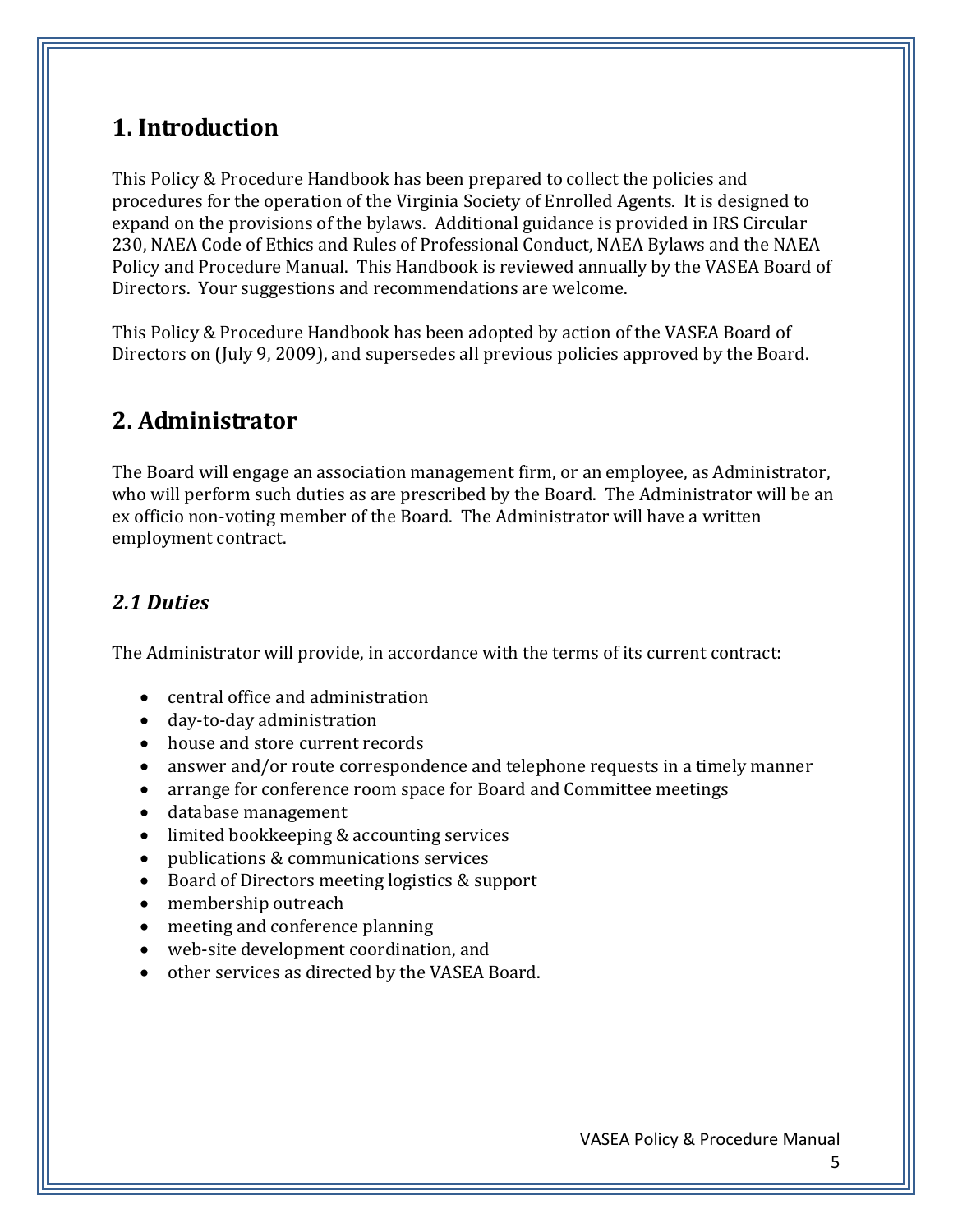# 1. Introduction

This Policy & Procedure Handbook has been prepared to collect the policies and procedures for the operation of the Virginia Society of Enrolled Agents. It is designed to expand on the provisions of the bylaws. Additional guidance is provided in IRS Circular 230, NAEA Code of Ethics and Rules of Professional Conduct, NAEA Bylaws and the NAEA Policy and Procedure Manual. This Handbook is reviewed annually by the VASEA Board of Directors. Your suggestions and recommendations are welcome.

This Policy & Procedure Handbook has been adopted by action of the VASEA Board of Directors on (July 9, 2009), and supersedes all previous policies approved by the Board.

# 2. Administrator

The Board will engage an association management firm, or an employee, as Administrator, who will perform such duties as are prescribed by the Board. The Administrator will be an ex officio non-voting member of the Board. The Administrator will have a written employment contract.

## *2.1 Duties*

The Administrator will provide, in accordance with the terms of its current contract:

- central office and administration
- day-to-day administration
- house and store current records
- answer and/or route correspondence and telephone requests in a timely manner
- arrange for conference room space for Board and Committee meetings
- database management
- limited bookkeeping & accounting services
- publications & communications services
- Board of Directors meeting logistics & support
- membership outreach
- meeting and conference planning
- web-site development coordination, and
- other services as directed by the VASEA Board.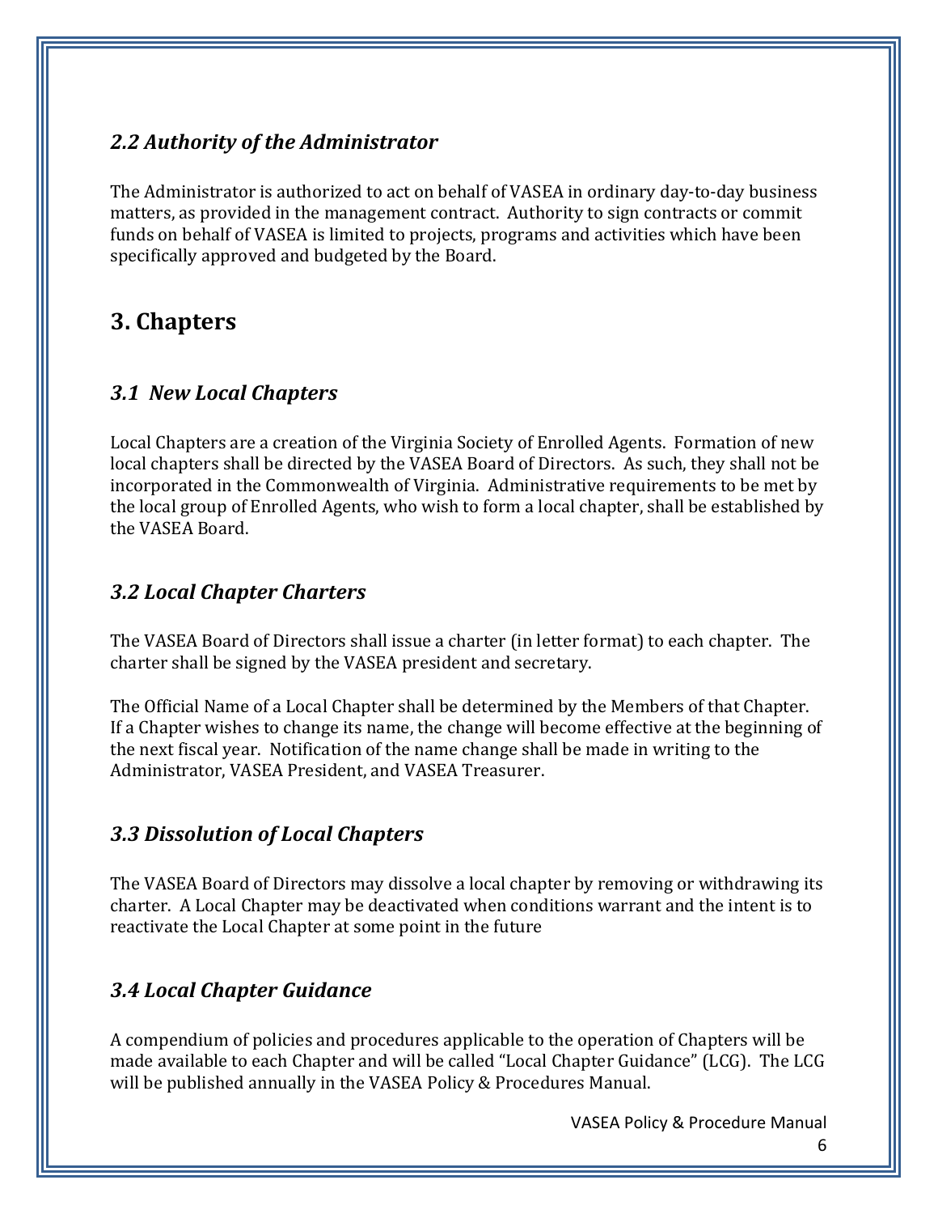### *2.2 Authority of the Administrator*

The Administrator is authorized to act on behalf of VASEA in ordinary day-to-day business matters, as provided in the management contract. Authority to sign contracts or commit funds on behalf of VASEA is limited to projects, programs and activities which have been specifically approved and budgeted by the Board.

## 3. Chapters

### *3.1 New Local Chapters*

Local Chapters are a creation of the Virginia Society of Enrolled Agents. Formation of new local chapters shall be directed by the VASEA Board of Directors. As such, they shall not be incorporated in the Commonwealth of Virginia. Administrative requirements to be met by the local group of Enrolled Agents, who wish to form a local chapter, shall be established by the VASEA Board.

### *3.2 Local Chapter Charters*

The VASEA Board of Directors shall issue a charter (in letter format) to each chapter. The charter shall be signed by the VASEA president and secretary.

The Official Name of a Local Chapter shall be determined by the Members of that Chapter. If a Chapter wishes to change its name, the change will become effective at the beginning of the next fiscal year. Notification of the name change shall be made in writing to the Administrator, VASEA President, and VASEA Treasurer.

### *3.3 Dissolution of Local Chapters*

The VASEA Board of Directors may dissolve a local chapter by removing or withdrawing its charter. A Local Chapter may be deactivated when conditions warrant and the intent is to reactivate the Local Chapter at some point in the future

### *3.4 Local Chapter Guidance*

A compendium of policies and procedures applicable to the operation of Chapters will be made available to each Chapter and will be called "Local Chapter Guidance" (LCG). The LCG will be published annually in the VASEA Policy & Procedures Manual.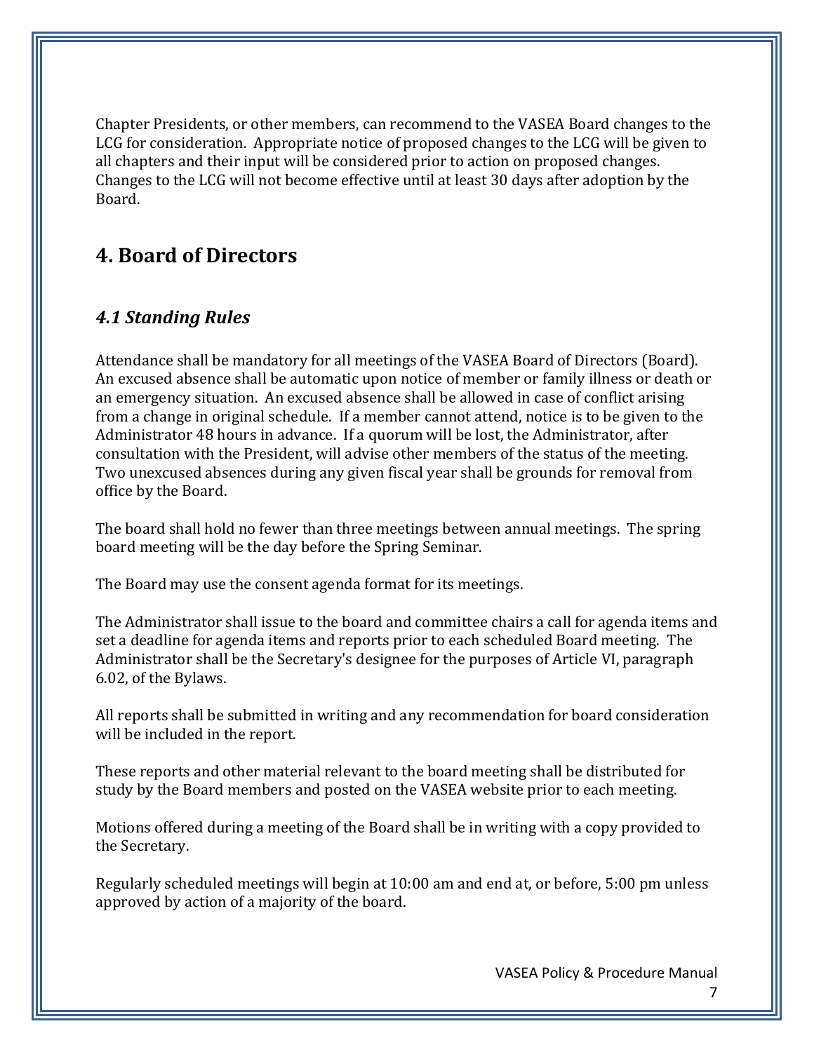Chapter Presidents, or other members, can recommend to the VASEA Board changes to the LCG for consideration. Appropriate notice of proposed changes to the LCG will be given to all chapters and their input will be considered prior to action on proposed changes. Changes to the LCG will not become effective until at least 30 days after adoption by the Board.

# 4. Board of Directors

## *4.1 Standing Rules*

Attendance shall be mandatory for all meetings of the VASEA Board of Directors (Board). An excused absence shall be automatic upon notice of member or family illness or death or an emergency situation. An excused absence shall be allowed in case of conflict arising from a change in original schedule. If a member cannot attend, notice is to be given to the Administrator 48 hours in advance. If a quorum will be lost, the Administrator, after consultation with the President, will advise other members of the status of the meeting. Two unexcused absences during any given fiscal year shall be grounds for removal from office by the Board.

The board shall hold no fewer than three meetings between annual meetings. The spring board meeting will be the day before the Spring Seminar.

The Board may use the consent agenda format for its meetings.

The Administrator shall issue to the board and committee chairs a call for agenda items and set a deadline for agenda items and reports prior to each scheduled Board meeting. The Administrator shall be the Secretary's designee for the purposes of Article VI, paragraph 6.02, of the Bylaws.

All reports shall be submitted in writing and any recommendation for board consideration will be included in the report.

These reports and other material relevant to the board meeting shall be distributed for study by the Board members and posted on the VASEA website prior to each meeting.

Motions offered during a meeting of the Board shall be in writing with a copy provided to the Secretary.

Regularly scheduled meetings will begin at 10:00 am and end at, or before, 5:00 pm unless approved by action of a majority of the board.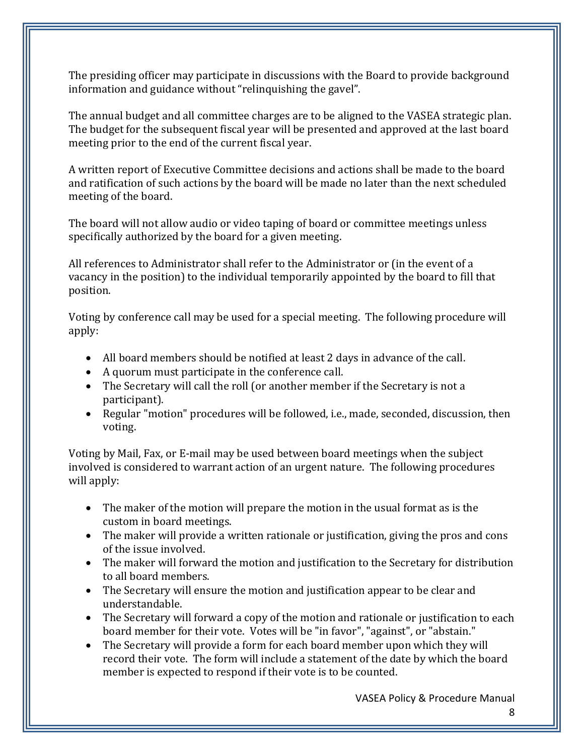The presiding officer may participate in discussions with the Board to provide background information and guidance without “relinquishing the gavel”.

The annual budget and all committee charges are to be aligned to the VASEA strategic plan. The budget for the subsequent fiscal year will be presented and approved at the last board meeting prior to the end of the current fiscal year.

A written report of Executive Committee decisions and actions shall be made to the board and ratification of such actions by the board will be made no later than the next scheduled meeting of the board.

The board will not allow audio or video taping of board or committee meetings unless specifically authorized by the board for a given meeting.

All references to Administrator shall refer to the Administrator or (in the event of a vacancy in the position) to the individual temporarily appointed by the board to fill that position.

Voting by conference call may be used for a special meeting. The following procedure will apply:

- All board members should be notified at least 2 days in advance of the call.
- A quorum must participate in the conference call.
- The Secretary will call the roll (or another member if the Secretary is not a participant).
- Regular "motion" procedures will be followed, i.e., made, seconded, discussion, then voting.

Voting by Mail, Fax, or E-mail may be used between board meetings when the subject involved is considered to warrant action of an urgent nature. The following procedures will apply:

- The maker of the motion will prepare the motion in the usual format as is the custom in board meetings.
- The maker will provide a written rationale or justification, giving the pros and cons of the issue involved.
- The maker will forward the motion and justification to the Secretary for distribution to all board members.
- The Secretary will ensure the motion and justification appear to be clear and understandable.
- The Secretary will forward a copy of the motion and rationale or justification to each board member for their vote. Votes will be "in favor", "against", or "abstain."
- The Secretary will provide a form for each board member upon which they will record their vote. The form will include a statement of the date by which the board member is expected to respond if their vote is to be counted.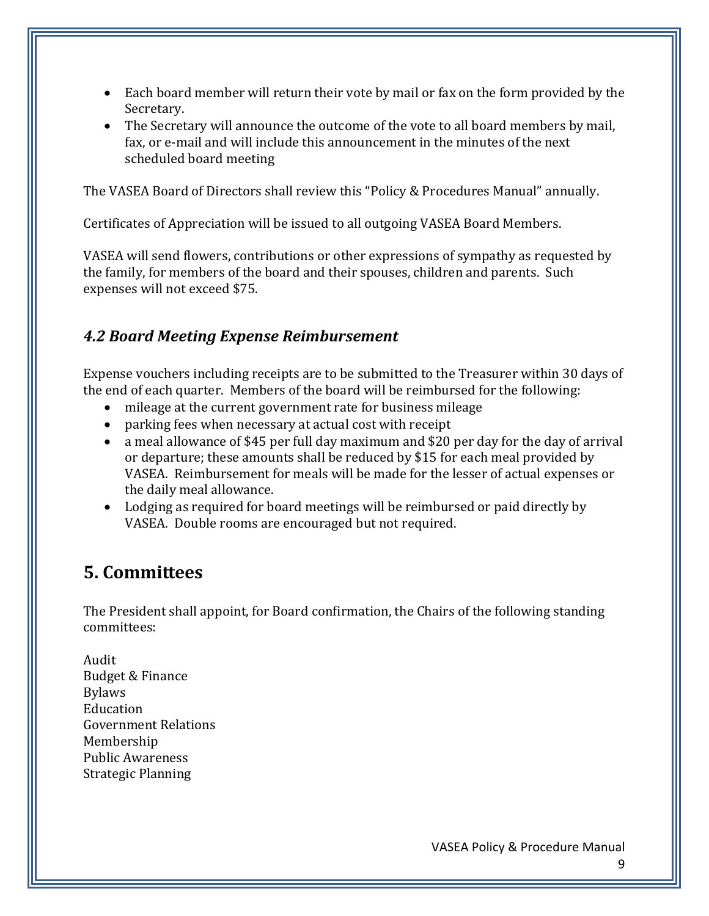- Each board member will return their vote by mail or fax on the form provided by the Secretary.
- The Secretary will announce the outcome of the vote to all board members by mail, fax, or e-mail and will include this announcement in the minutes of the next scheduled board meeting

The VASEA Board of Directors shall review this "Policy & Procedures Manual" annually.

Certificates of Appreciation will be issued to all outgoing VASEA Board Members.

VASEA will send flowers, contributions or other expressions of sympathy as requested by the family, for members of the board and their spouses, children and parents. Such expenses will not exceed $75.

### *4.2 Board Meeting Expense Reimbursement*

Expense vouchers including receipts are to be submitted to the Treasurer within 30 days of the end of each quarter. Members of the board will be reimbursed for the following:

- mileage at the current government rate for business mileage
- parking fees when necessary at actual cost with receipt
- a meal allowance of $45 per full day maximum and $20 per day for the day of arrival or departure; these amounts shall be reduced by $15 for each meal provided by VASEA. Reimbursement for meals will be made for the lesser of actual expenses or the daily meal allowance.
- Lodging as required for board meetings will be reimbursed or paid directly by VASEA. Double rooms are encouraged but not required.

## 5. Committees

The President shall appoint, for Board confirmation, the Chairs of the following standing committees:

Audit
Budget & Finance
Bylaws
Education
Government Relations
Membership
Public Awareness
Strategic Planning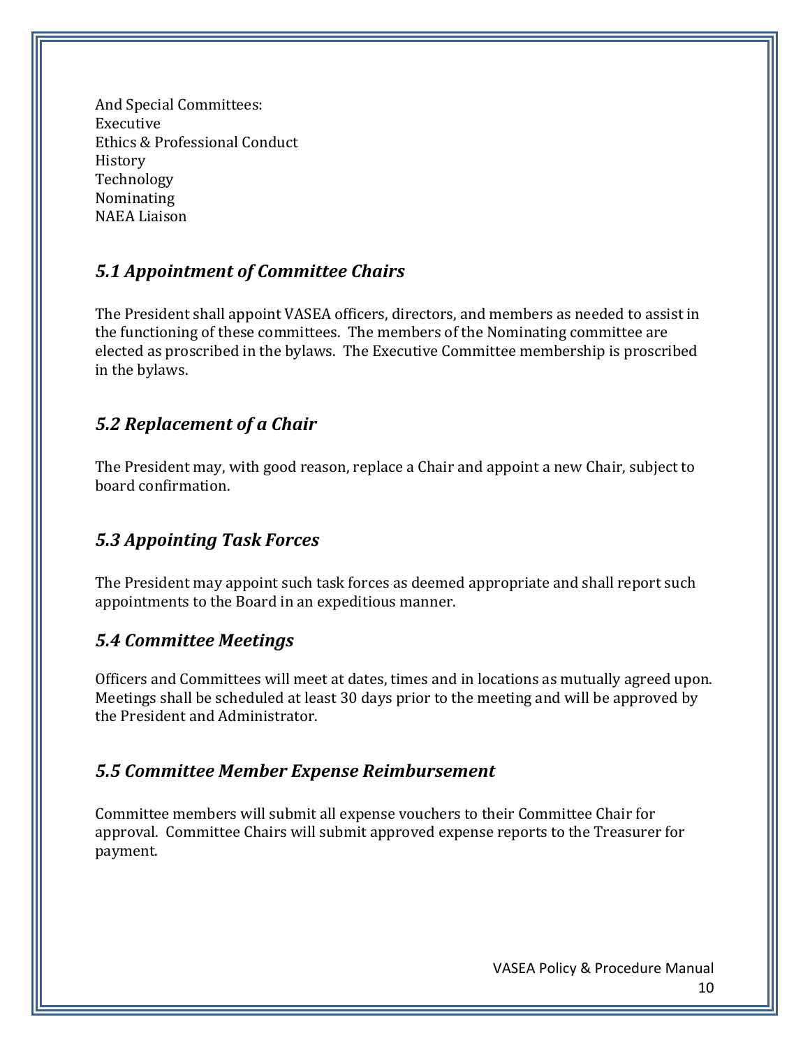And Special Committees:
Executive
Ethics & Professional Conduct
History
Technology
Nominating
NAEA Liaison

### *5.1 Appointment of Committee Chairs*

The President shall appoint VASEA officers, directors, and members as needed to assist in the functioning of these committees. The members of the Nominating committee are elected as proscribed in the bylaws. The Executive Committee membership is proscribed in the bylaws.

### *5.2 Replacement of a Chair*

The President may, with good reason, replace a Chair and appoint a new Chair, subject to board confirmation.

### *5.3 Appointing Task Forces*

The President may appoint such task forces as deemed appropriate and shall report such appointments to the Board in an expeditious manner.

### *5.4 Committee Meetings*

Officers and Committees will meet at dates, times and in locations as mutually agreed upon. Meetings shall be scheduled at least 30 days prior to the meeting and will be approved by the President and Administrator.

### *5.5 Committee Member Expense Reimbursement*

Committee members will submit all expense vouchers to their Committee Chair for approval. Committee Chairs will submit approved expense reports to the Treasurer for payment.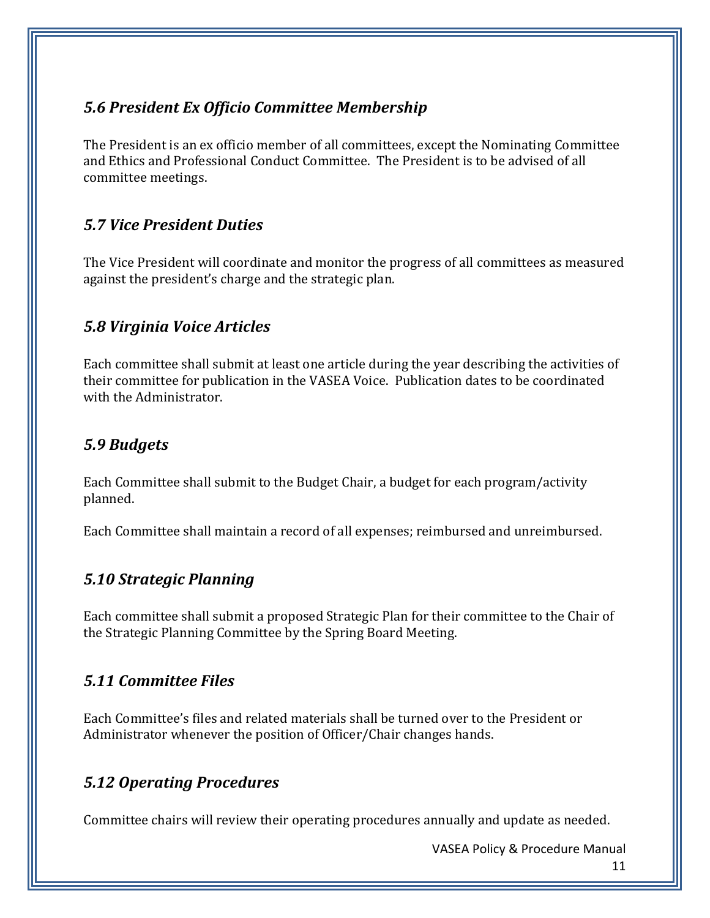### *5.6 President Ex Officio Committee Membership*

The President is an ex officio member of all committees, except the Nominating Committee and Ethics and Professional Conduct Committee. The President is to be advised of all committee meetings.

### *5.7 Vice President Duties*

The Vice President will coordinate and monitor the progress of all committees as measured against the president's charge and the strategic plan.

### *5.8 Virginia Voice Articles*

Each committee shall submit at least one article during the year describing the activities of their committee for publication in the VASEA Voice. Publication dates to be coordinated with the Administrator.

### *5.9 Budgets*

Each Committee shall submit to the Budget Chair, a budget for each program/activity planned.

Each Committee shall maintain a record of all expenses; reimbursed and unreimbursed.

### *5.10 Strategic Planning*

Each committee shall submit a proposed Strategic Plan for their committee to the Chair of the Strategic Planning Committee by the Spring Board Meeting.

### *5.11 Committee Files*

Each Committee's files and related materials shall be turned over to the President or Administrator whenever the position of Officer/Chair changes hands.

### *5.12 Operating Procedures*

Committee chairs will review their operating procedures annually and update as needed.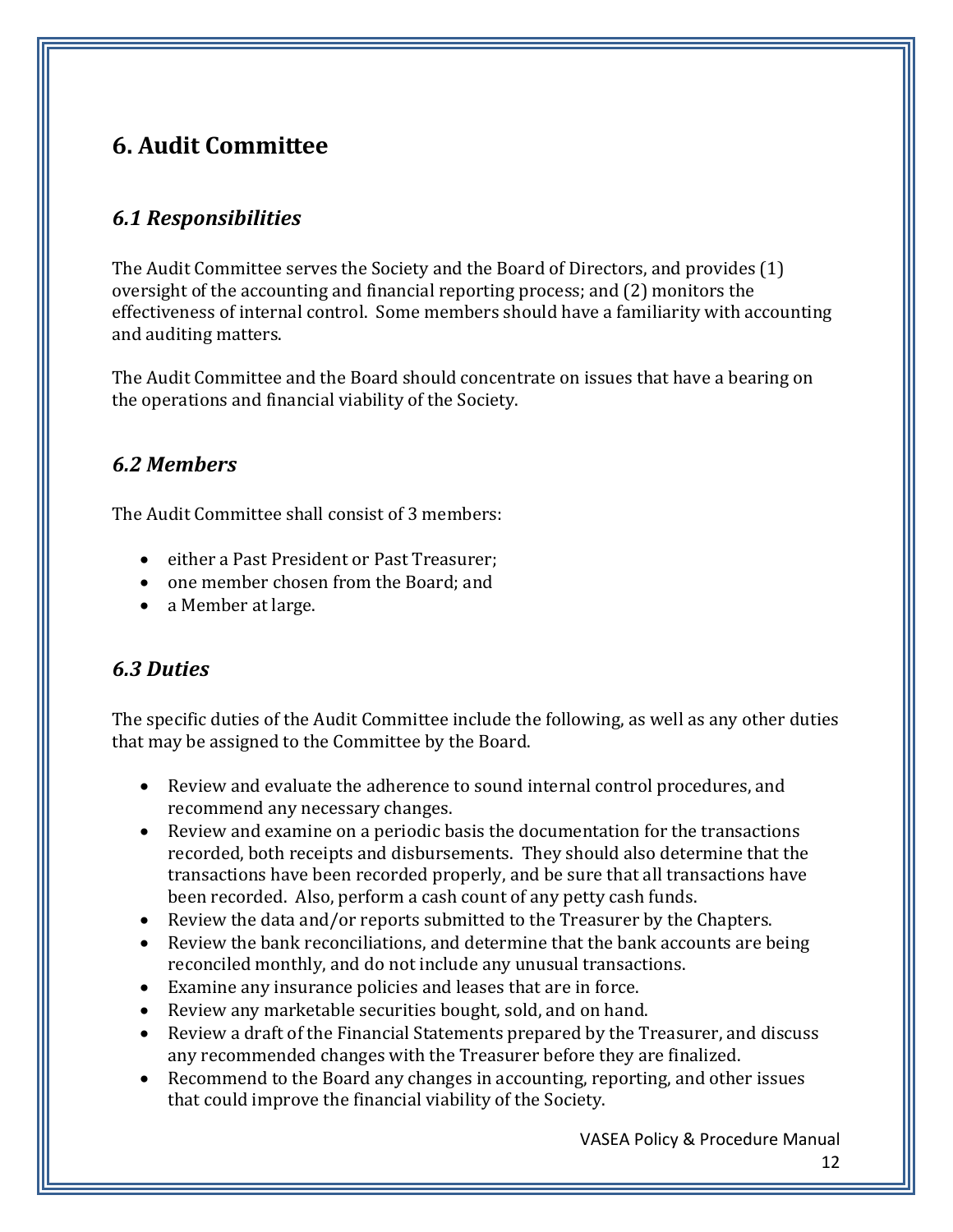## 6. Audit Committee

### *6.1 Responsibilities*

The Audit Committee serves the Society and the Board of Directors, and provides (1) oversight of the accounting and financial reporting process; and (2) monitors the effectiveness of internal control. Some members should have a familiarity with accounting and auditing matters.

The Audit Committee and the Board should concentrate on issues that have a bearing on the operations and financial viability of the Society.

### *6.2 Members*

The Audit Committee shall consist of 3 members:

- either a Past President or Past Treasurer;
- one member chosen from the Board; and
- a Member at large.

### *6.3 Duties*

The specific duties of the Audit Committee include the following, as well as any other duties that may be assigned to the Committee by the Board.

- Review and evaluate the adherence to sound internal control procedures, and recommend any necessary changes.
- Review and examine on a periodic basis the documentation for the transactions recorded, both receipts and disbursements. They should also determine that the transactions have been recorded properly, and be sure that all transactions have been recorded. Also, perform a cash count of any petty cash funds.
- Review the data and/or reports submitted to the Treasurer by the Chapters.
- Review the bank reconciliations, and determine that the bank accounts are being reconciled monthly, and do not include any unusual transactions.
- Examine any insurance policies and leases that are in force.
- Review any marketable securities bought, sold, and on hand.
- Review a draft of the Financial Statements prepared by the Treasurer, and discuss any recommended changes with the Treasurer before they are finalized.
- Recommend to the Board any changes in accounting, reporting, and other issues that could improve the financial viability of the Society.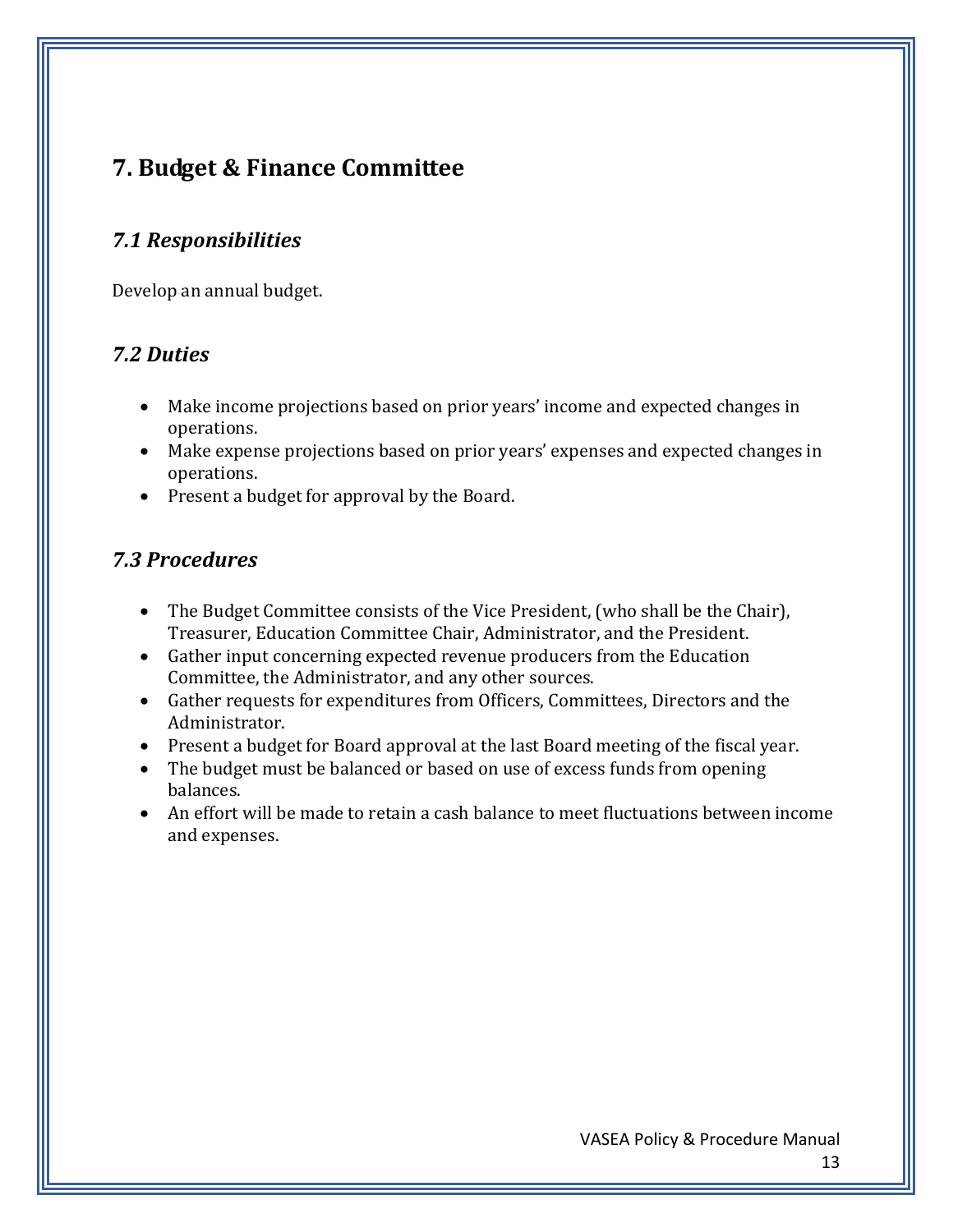## 7. Budget & Finance Committee

### *7.1 Responsibilities*

Develop an annual budget.

### *7.2 Duties*

- Make income projections based on prior years' income and expected changes in operations.
- Make expense projections based on prior years' expenses and expected changes in operations.
- Present a budget for approval by the Board.

### *7.3 Procedures*

- The Budget Committee consists of the Vice President, (who shall be the Chair), Treasurer, Education Committee Chair, Administrator, and the President.
- Gather input concerning expected revenue producers from the Education Committee, the Administrator, and any other sources.
- Gather requests for expenditures from Officers, Committees, Directors and the Administrator.
- Present a budget for Board approval at the last Board meeting of the fiscal year.
- The budget must be balanced or based on use of excess funds from opening balances.
- An effort will be made to retain a cash balance to meet fluctuations between income and expenses.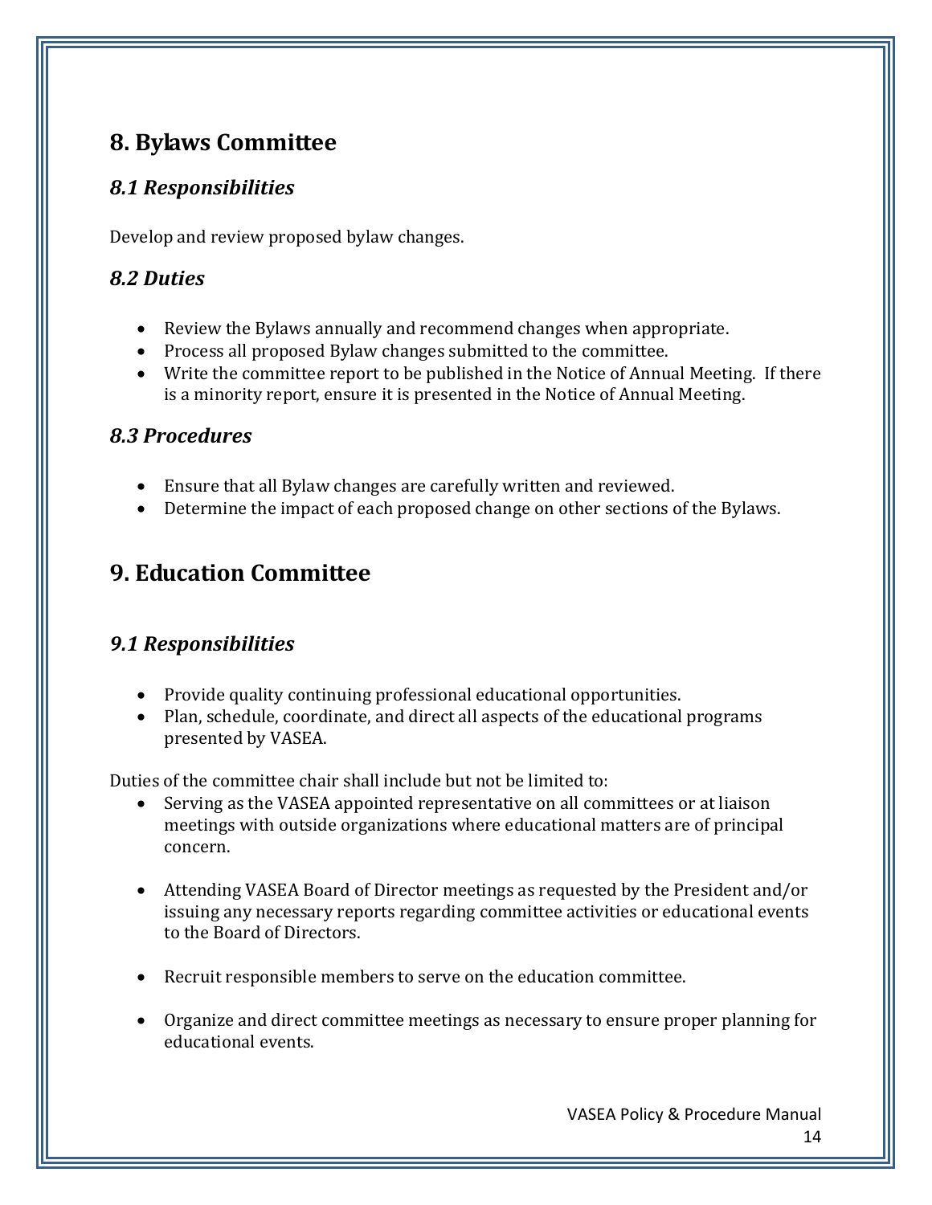## 8. Bylaws Committee

### *8.1 Responsibilities*

Develop and review proposed bylaw changes.

### *8.2 Duties*

- Review the Bylaws annually and recommend changes when appropriate.
- Process all proposed Bylaw changes submitted to the committee.
- Write the committee report to be published in the Notice of Annual Meeting. If there is a minority report, ensure it is presented in the Notice of Annual Meeting.

### *8.3 Procedures*

- Ensure that all Bylaw changes are carefully written and reviewed.
- Determine the impact of each proposed change on other sections of the Bylaws.

## 9. Education Committee

### *9.1 Responsibilities*

- Provide quality continuing professional educational opportunities.
- Plan, schedule, coordinate, and direct all aspects of the educational programs presented by VASEA.

Duties of the committee chair shall include but not be limited to:

- Serving as the VASEA appointed representative on all committees or at liaison meetings with outside organizations where educational matters are of principal concern.
- Attending VASEA Board of Director meetings as requested by the President and/or issuing any necessary reports regarding committee activities or educational events to the Board of Directors.
- Recruit responsible members to serve on the education committee.
- Organize and direct committee meetings as necessary to ensure proper planning for educational events.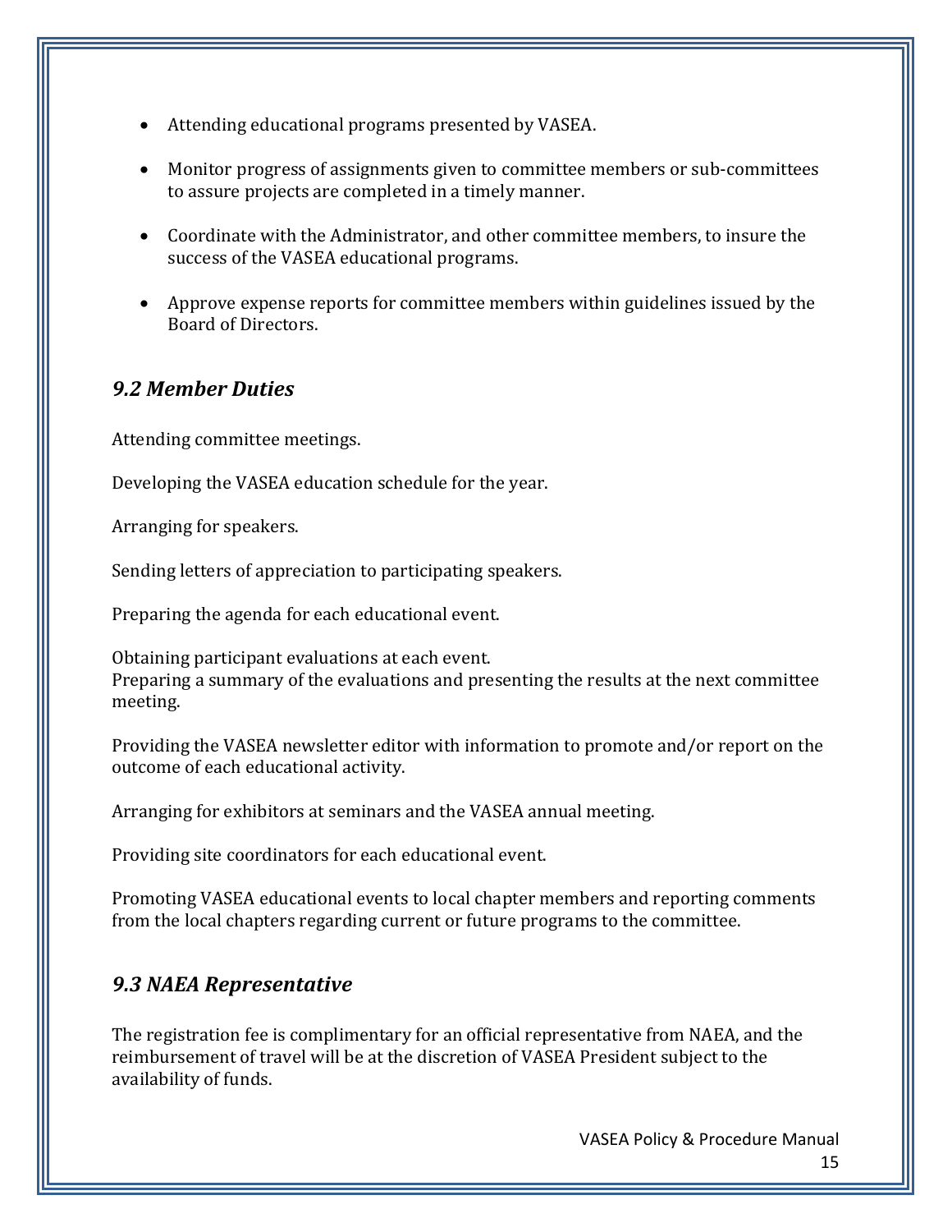- Attending educational programs presented by VASEA.
- Monitor progress of assignments given to committee members or sub-committees to assure projects are completed in a timely manner.
- Coordinate with the Administrator, and other committee members, to insure the success of the VASEA educational programs.
- Approve expense reports for committee members within guidelines issued by the Board of Directors.

## *9.2 Member Duties*

Attending committee meetings.

Developing the VASEA education schedule for the year.

Arranging for speakers.

Sending letters of appreciation to participating speakers.

Preparing the agenda for each educational event.

Obtaining participant evaluations at each event.
Preparing a summary of the evaluations and presenting the results at the next committee meeting.

Providing the VASEA newsletter editor with information to promote and/or report on the outcome of each educational activity.

Arranging for exhibitors at seminars and the VASEA annual meeting.

Providing site coordinators for each educational event.

Promoting VASEA educational events to local chapter members and reporting comments from the local chapters regarding current or future programs to the committee.

## *9.3 NAEA Representative*

The registration fee is complimentary for an official representative from NAEA, and the reimbursement of travel will be at the discretion of VASEA President subject to the availability of funds.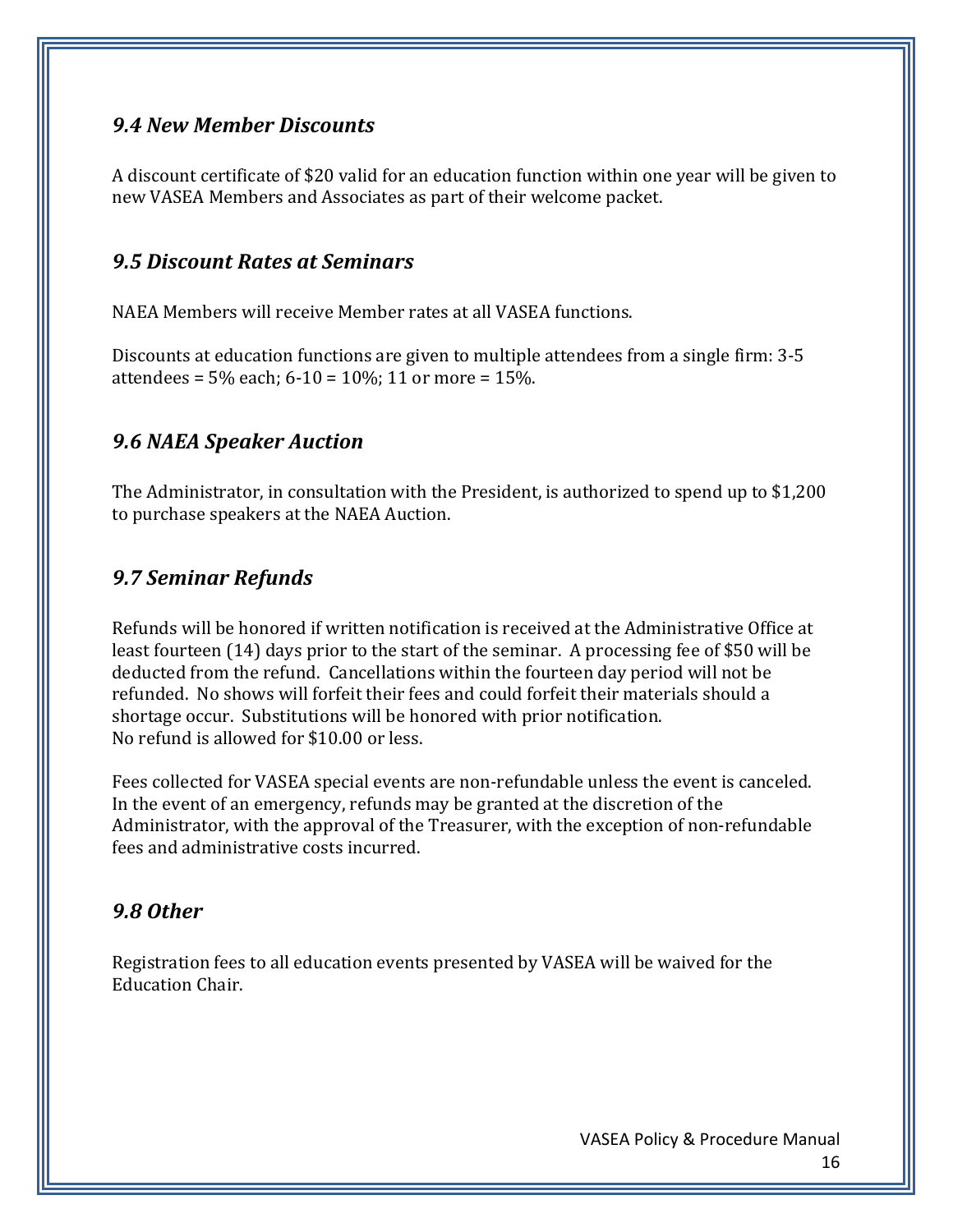### *9.4 New Member Discounts*

A discount certificate of $20 valid for an education function within one year will be given to new VASEA Members and Associates as part of their welcome packet.

### *9.5 Discount Rates at Seminars*

NAEA Members will receive Member rates at all VASEA functions.

Discounts at education functions are given to multiple attendees from a single firm: 3-5 attendees = 5% each; 6-10 = 10%; 11 or more = 15%.

### *9.6 NAEA Speaker Auction*

The Administrator, in consultation with the President, is authorized to spend up to $1,200 to purchase speakers at the NAEA Auction.

### *9.7 Seminar Refunds*

Refunds will be honored if written notification is received at the Administrative Office at least fourteen (14) days prior to the start of the seminar. A processing fee of $50 will be deducted from the refund. Cancellations within the fourteen day period will not be refunded. No shows will forfeit their fees and could forfeit their materials should a shortage occur. Substitutions will be honored with prior notification.
No refund is allowed for $10.00 or less.

Fees collected for VASEA special events are non-refundable unless the event is canceled. In the event of an emergency, refunds may be granted at the discretion of the Administrator, with the approval of the Treasurer, with the exception of non-refundable fees and administrative costs incurred.

### *9.8 Other*

Registration fees to all education events presented by VASEA will be waived for the Education Chair.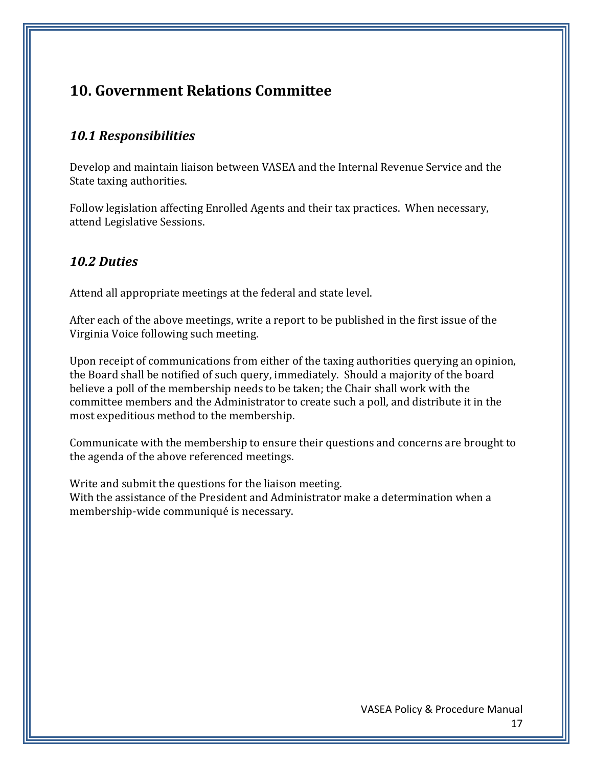## 10. Government Relations Committee

### *10.1 Responsibilities*

Develop and maintain liaison between VASEA and the Internal Revenue Service and the State taxing authorities.

Follow legislation affecting Enrolled Agents and their tax practices. When necessary, attend Legislative Sessions.

### *10.2 Duties*

Attend all appropriate meetings at the federal and state level.

After each of the above meetings, write a report to be published in the first issue of the Virginia Voice following such meeting.

Upon receipt of communications from either of the taxing authorities querying an opinion, the Board shall be notified of such query, immediately. Should a majority of the board believe a poll of the membership needs to be taken; the Chair shall work with the committee members and the Administrator to create such a poll, and distribute it in the most expeditious method to the membership.

Communicate with the membership to ensure their questions and concerns are brought to the agenda of the above referenced meetings.

Write and submit the questions for the liaison meeting.
With the assistance of the President and Administrator make a determination when a membership-wide communiqué is necessary.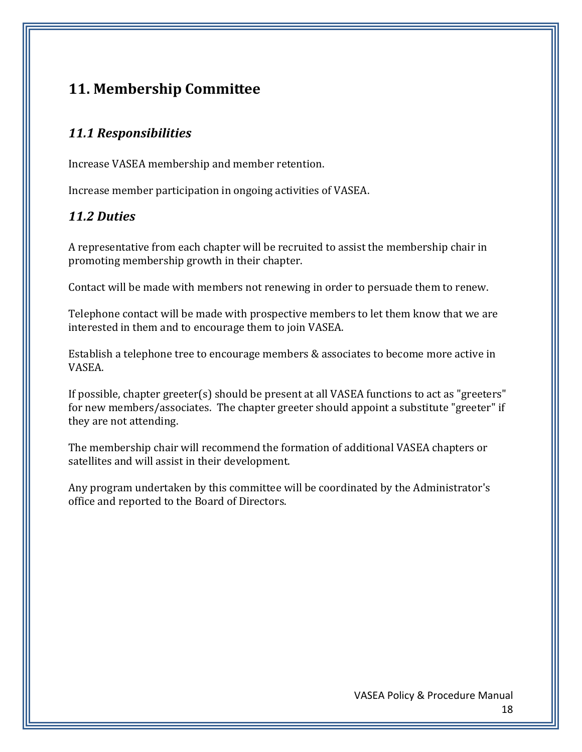## 11. Membership Committee

### *11.1 Responsibilities*

Increase VASEA membership and member retention.

Increase member participation in ongoing activities of VASEA.

### *11.2 Duties*

A representative from each chapter will be recruited to assist the membership chair in promoting membership growth in their chapter.

Contact will be made with members not renewing in order to persuade them to renew.

Telephone contact will be made with prospective members to let them know that we are interested in them and to encourage them to join VASEA.

Establish a telephone tree to encourage members & associates to become more active in VASEA.

If possible, chapter greeter(s) should be present at all VASEA functions to act as "greeters" for new members/associates. The chapter greeter should appoint a substitute "greeter" if they are not attending.

The membership chair will recommend the formation of additional VASEA chapters or satellites and will assist in their development.

Any program undertaken by this committee will be coordinated by the Administrator's office and reported to the Board of Directors.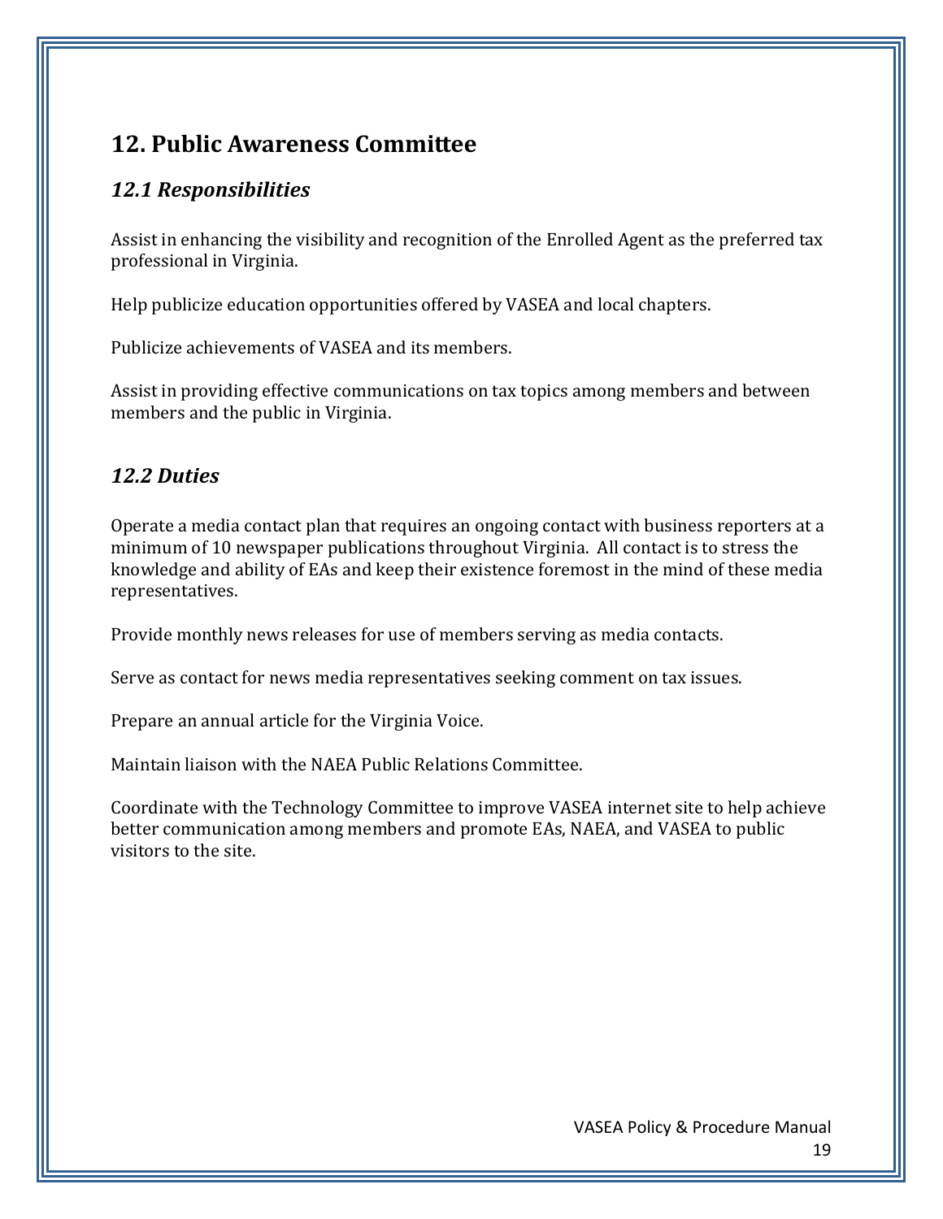## 12. Public Awareness Committee

### *12.1 Responsibilities*

Assist in enhancing the visibility and recognition of the Enrolled Agent as the preferred tax professional in Virginia.

Help publicize education opportunities offered by VASEA and local chapters.

Publicize achievements of VASEA and its members.

Assist in providing effective communications on tax topics among members and between members and the public in Virginia.

### *12.2 Duties*

Operate a media contact plan that requires an ongoing contact with business reporters at a minimum of 10 newspaper publications throughout Virginia. All contact is to stress the knowledge and ability of EAs and keep their existence foremost in the mind of these media representatives.

Provide monthly news releases for use of members serving as media contacts.

Serve as contact for news media representatives seeking comment on tax issues.

Prepare an annual article for the Virginia Voice.

Maintain liaison with the NAEA Public Relations Committee.

Coordinate with the Technology Committee to improve VASEA internet site to help achieve better communication among members and promote EAs, NAEA, and VASEA to public visitors to the site.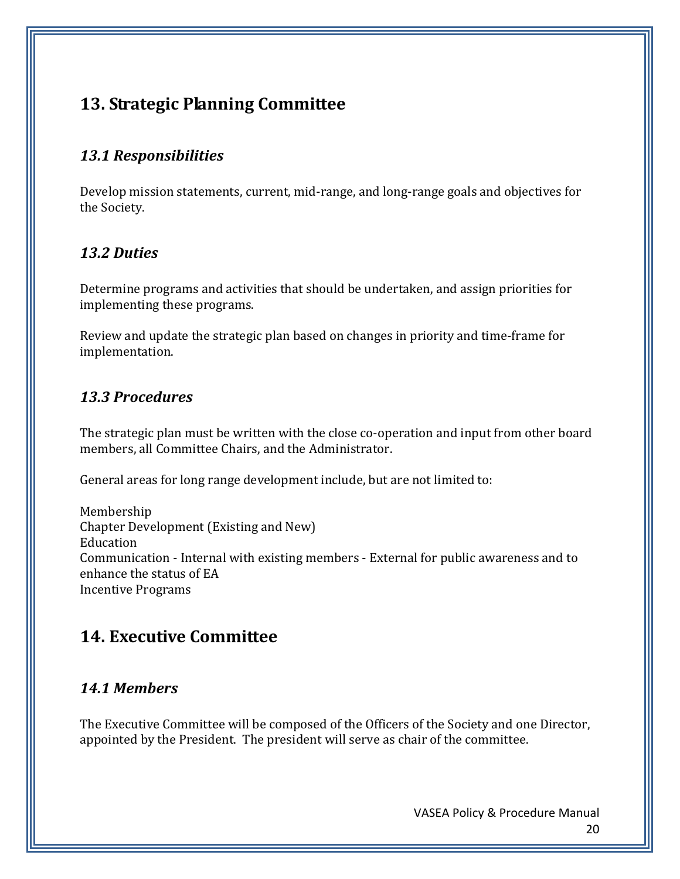## 13. Strategic Planning Committee

### *13.1 Responsibilities*

Develop mission statements, current, mid-range, and long-range goals and objectives for the Society.

### *13.2 Duties*

Determine programs and activities that should be undertaken, and assign priorities for implementing these programs.

Review and update the strategic plan based on changes in priority and time-frame for implementation.

### *13.3 Procedures*

The strategic plan must be written with the close co-operation and input from other board members, all Committee Chairs, and the Administrator.

General areas for long range development include, but are not limited to:

Membership
Chapter Development (Existing and New)
Education
Communication - Internal with existing members - External for public awareness and to enhance the status of EA
Incentive Programs

## 14. Executive Committee

### *14.1 Members*

The Executive Committee will be composed of the Officers of the Society and one Director, appointed by the President. The president will serve as chair of the committee.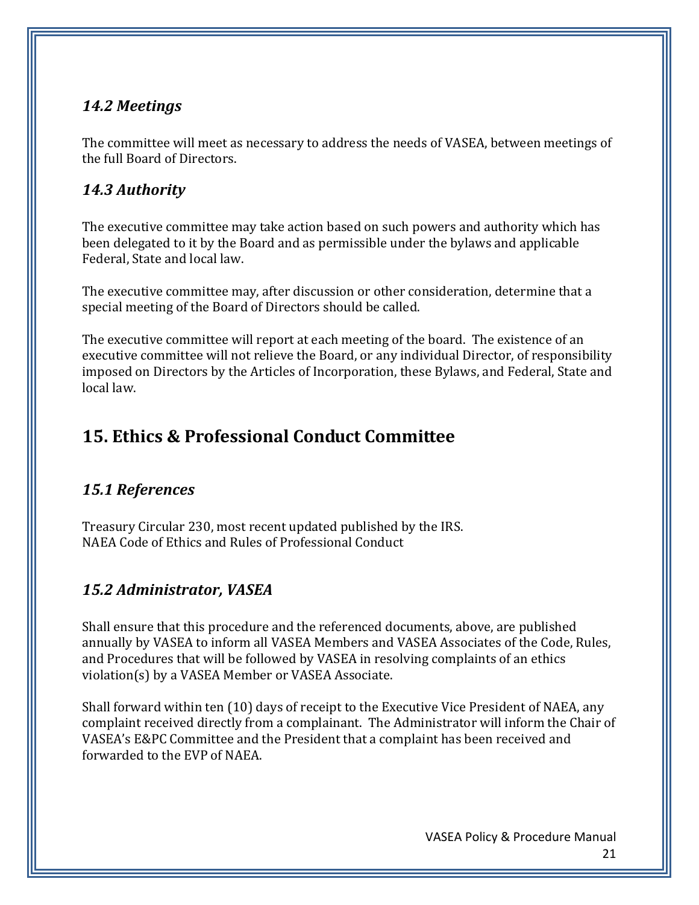### *14.2 Meetings*

The committee will meet as necessary to address the needs of VASEA, between meetings of the full Board of Directors.

### *14.3 Authority*

The executive committee may take action based on such powers and authority which has been delegated to it by the Board and as permissible under the bylaws and applicable Federal, State and local law.

The executive committee may, after discussion or other consideration, determine that a special meeting of the Board of Directors should be called.

The executive committee will report at each meeting of the board. The existence of an executive committee will not relieve the Board, or any individual Director, of responsibility imposed on Directors by the Articles of Incorporation, these Bylaws, and Federal, State and local law.

## 15. Ethics & Professional Conduct Committee

### *15.1 References*

Treasury Circular 230, most recent updated published by the IRS.
NAEA Code of Ethics and Rules of Professional Conduct

### *15.2 Administrator, VASEA*

Shall ensure that this procedure and the referenced documents, above, are published annually by VASEA to inform all VASEA Members and VASEA Associates of the Code, Rules, and Procedures that will be followed by VASEA in resolving complaints of an ethics violation(s) by a VASEA Member or VASEA Associate.

Shall forward within ten (10) days of receipt to the Executive Vice President of NAEA, any complaint received directly from a complainant. The Administrator will inform the Chair of VASEA's E&PC Committee and the President that a complaint has been received and forwarded to the EVP of NAEA.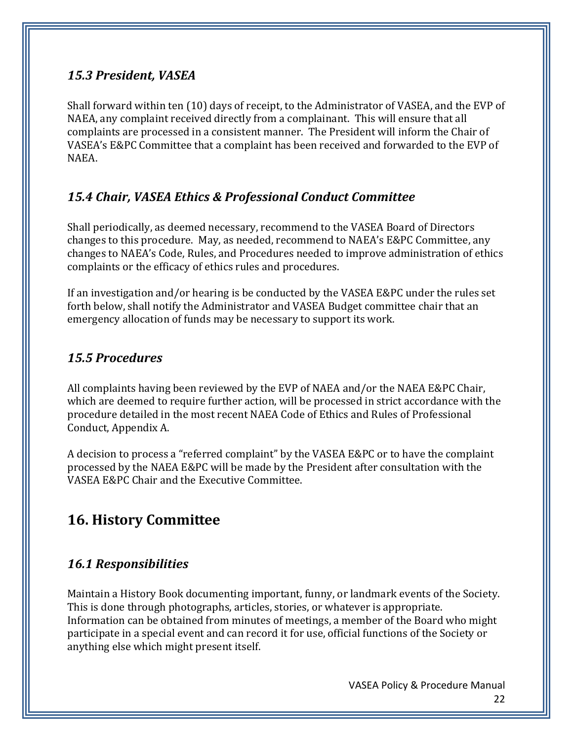### *15.3 President, VASEA*

Shall forward within ten (10) days of receipt, to the Administrator of VASEA, and the EVP of NAEA, any complaint received directly from a complainant. This will ensure that all complaints are processed in a consistent manner. The President will inform the Chair of VASEA's E&PC Committee that a complaint has been received and forwarded to the EVP of NAEA.

### *15.4 Chair, VASEA Ethics & Professional Conduct Committee*

Shall periodically, as deemed necessary, recommend to the VASEA Board of Directors changes to this procedure. May, as needed, recommend to NAEA's E&PC Committee, any changes to NAEA's Code, Rules, and Procedures needed to improve administration of ethics complaints or the efficacy of ethics rules and procedures.

If an investigation and/or hearing is be conducted by the VASEA E&PC under the rules set forth below, shall notify the Administrator and VASEA Budget committee chair that an emergency allocation of funds may be necessary to support its work.

### *15.5 Procedures*

All complaints having been reviewed by the EVP of NAEA and/or the NAEA E&PC Chair, which are deemed to require further action, will be processed in strict accordance with the procedure detailed in the most recent NAEA Code of Ethics and Rules of Professional Conduct, Appendix A.

A decision to process a "referred complaint" by the VASEA E&PC or to have the complaint processed by the NAEA E&PC will be made by the President after consultation with the VASEA E&PC Chair and the Executive Committee.

## 16. History Committee

### *16.1 Responsibilities*

Maintain a History Book documenting important, funny, or landmark events of the Society. This is done through photographs, articles, stories, or whatever is appropriate. Information can be obtained from minutes of meetings, a member of the Board who might participate in a special event and can record it for use, official functions of the Society or anything else which might present itself.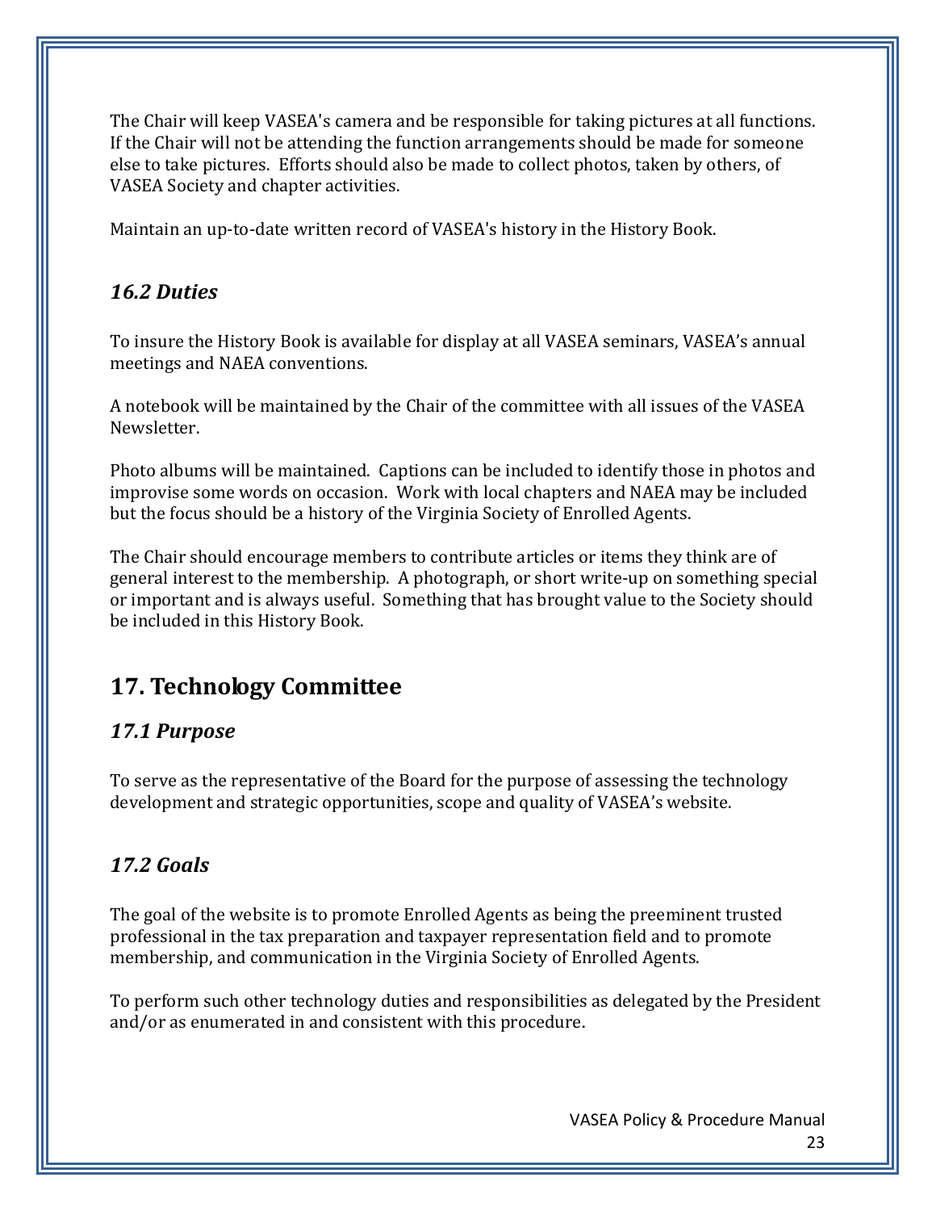The Chair will keep VASEA's camera and be responsible for taking pictures at all functions. If the Chair will not be attending the function arrangements should be made for someone else to take pictures. Efforts should also be made to collect photos, taken by others, of VASEA Society and chapter activities.

Maintain an up-to-date written record of VASEA's history in the History Book.

### *16.2 Duties*

To insure the History Book is available for display at all VASEA seminars, VASEA's annual meetings and NAEA conventions.

A notebook will be maintained by the Chair of the committee with all issues of the VASEA Newsletter.

Photo albums will be maintained. Captions can be included to identify those in photos and improvise some words on occasion. Work with local chapters and NAEA may be included but the focus should be a history of the Virginia Society of Enrolled Agents.

The Chair should encourage members to contribute articles or items they think are of general interest to the membership. A photograph, or short write-up on something special or important and is always useful. Something that has brought value to the Society should be included in this History Book.

## 17. Technology Committee

### *17.1 Purpose*

To serve as the representative of the Board for the purpose of assessing the technology development and strategic opportunities, scope and quality of VASEA's website.

### *17.2 Goals*

The goal of the website is to promote Enrolled Agents as being the preeminent trusted professional in the tax preparation and taxpayer representation field and to promote membership, and communication in the Virginia Society of Enrolled Agents.

To perform such other technology duties and responsibilities as delegated by the President and/or as enumerated in and consistent with this procedure.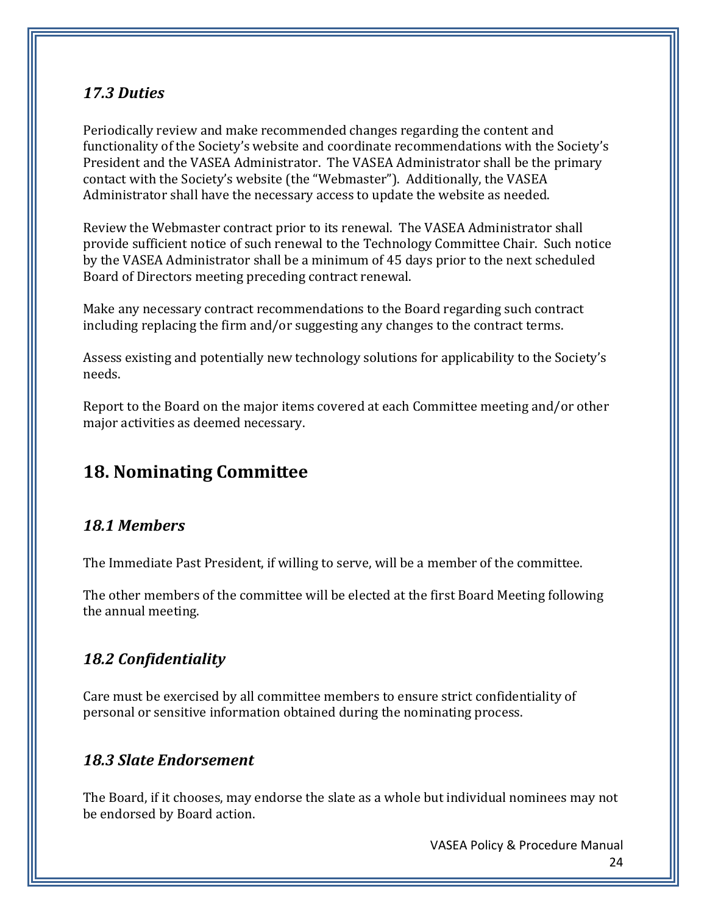### *17.3 Duties*

Periodically review and make recommended changes regarding the content and functionality of the Society's website and coordinate recommendations with the Society's President and the VASEA Administrator. The VASEA Administrator shall be the primary contact with the Society's website (the "Webmaster"). Additionally, the VASEA Administrator shall have the necessary access to update the website as needed.

Review the Webmaster contract prior to its renewal. The VASEA Administrator shall provide sufficient notice of such renewal to the Technology Committee Chair. Such notice by the VASEA Administrator shall be a minimum of 45 days prior to the next scheduled Board of Directors meeting preceding contract renewal.

Make any necessary contract recommendations to the Board regarding such contract including replacing the firm and/or suggesting any changes to the contract terms.

Assess existing and potentially new technology solutions for applicability to the Society's needs.

Report to the Board on the major items covered at each Committee meeting and/or other major activities as deemed necessary.

## 18. Nominating Committee

### *18.1 Members*

The Immediate Past President, if willing to serve, will be a member of the committee.

The other members of the committee will be elected at the first Board Meeting following the annual meeting.

### *18.2 Confidentiality*

Care must be exercised by all committee members to ensure strict confidentiality of personal or sensitive information obtained during the nominating process.

### *18.3 Slate Endorsement*

The Board, if it chooses, may endorse the slate as a whole but individual nominees may not be endorsed by Board action.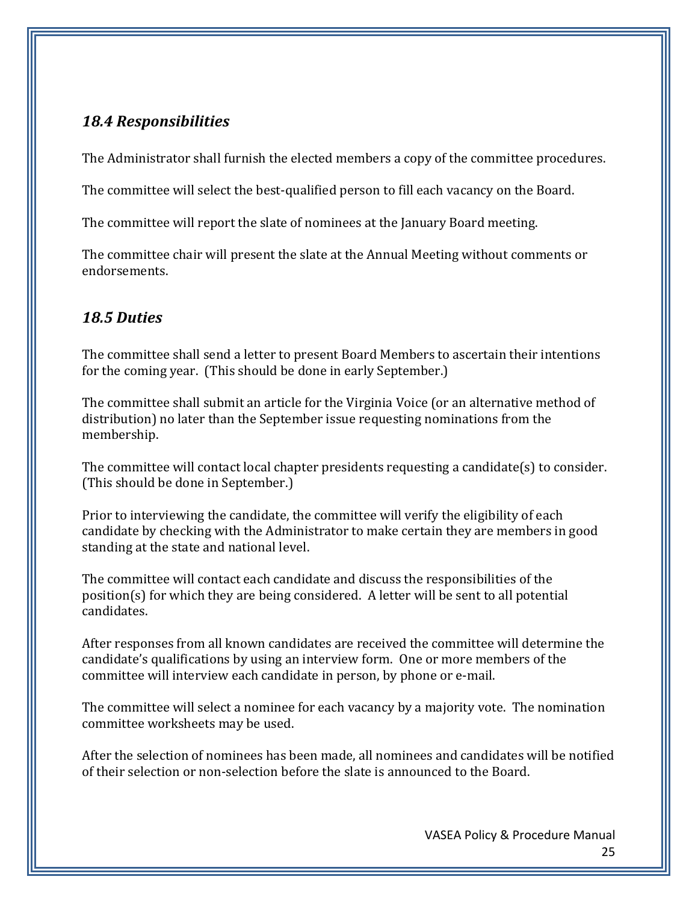## *18.4 Responsibilities*

The Administrator shall furnish the elected members a copy of the committee procedures.

The committee will select the best-qualified person to fill each vacancy on the Board.

The committee will report the slate of nominees at the January Board meeting.

The committee chair will present the slate at the Annual Meeting without comments or endorsements.

## *18.5 Duties*

The committee shall send a letter to present Board Members to ascertain their intentions for the coming year. (This should be done in early September.)

The committee shall submit an article for the Virginia Voice (or an alternative method of distribution) no later than the September issue requesting nominations from the membership.

The committee will contact local chapter presidents requesting a candidate(s) to consider. (This should be done in September.)

Prior to interviewing the candidate, the committee will verify the eligibility of each candidate by checking with the Administrator to make certain they are members in good standing at the state and national level.

The committee will contact each candidate and discuss the responsibilities of the position(s) for which they are being considered. A letter will be sent to all potential candidates.

After responses from all known candidates are received the committee will determine the candidate's qualifications by using an interview form. One or more members of the committee will interview each candidate in person, by phone or e-mail.

The committee will select a nominee for each vacancy by a majority vote. The nomination committee worksheets may be used.

After the selection of nominees has been made, all nominees and candidates will be notified of their selection or non-selection before the slate is announced to the Board.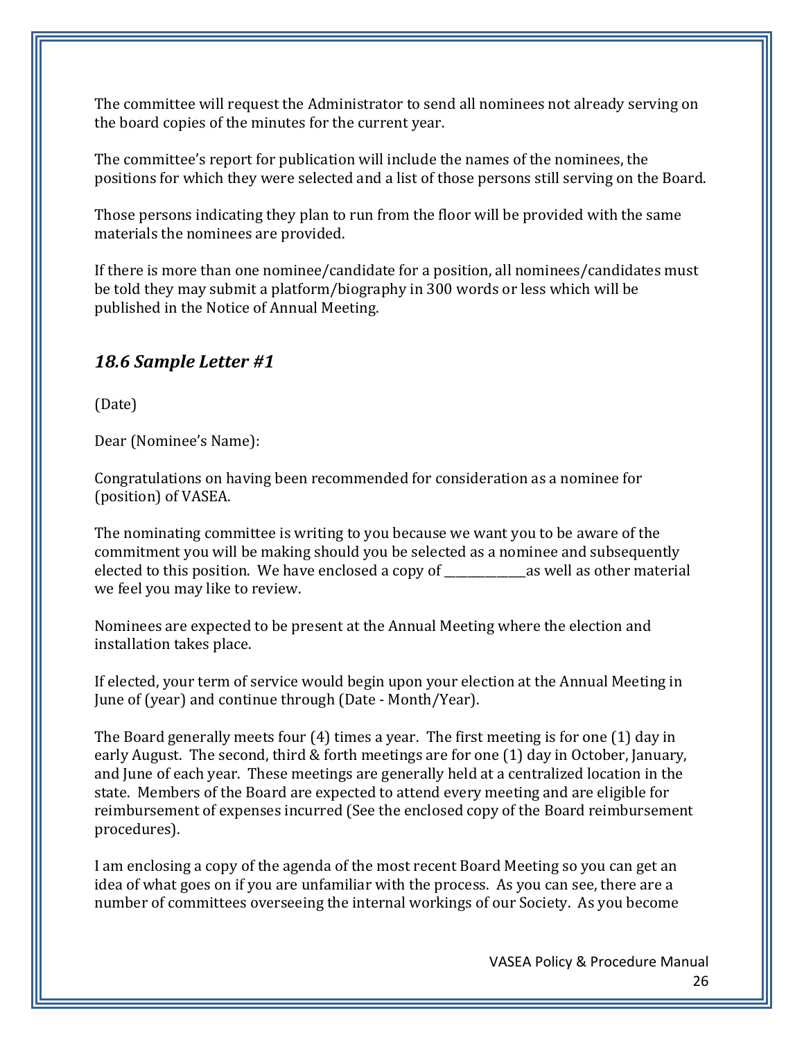The committee will request the Administrator to send all nominees not already serving on the board copies of the minutes for the current year.

The committee's report for publication will include the names of the nominees, the positions for which they were selected and a list of those persons still serving on the Board.

Those persons indicating they plan to run from the floor will be provided with the same materials the nominees are provided.

If there is more than one nominee/candidate for a position, all nominees/candidates must be told they may submit a platform/biography in 300 words or less which will be published in the Notice of Annual Meeting.

### *18.6 Sample Letter #1*

(Date)

Dear (Nominee's Name):

Congratulations on having been recommended for consideration as a nominee for (position) of VASEA.

The nominating committee is writing to you because we want you to be aware of the commitment you will be making should you be selected as a nominee and subsequently elected to this position. We have enclosed a copy of _____________as well as other material we feel you may like to review.

Nominees are expected to be present at the Annual Meeting where the election and installation takes place.

If elected, your term of service would begin upon your election at the Annual Meeting in June of (year) and continue through (Date - Month/Year).

The Board generally meets four (4) times a year. The first meeting is for one (1) day in early August. The second, third & forth meetings are for one (1) day in October, January, and June of each year. These meetings are generally held at a centralized location in the state. Members of the Board are expected to attend every meeting and are eligible for reimbursement of expenses incurred (See the enclosed copy of the Board reimbursement procedures).

I am enclosing a copy of the agenda of the most recent Board Meeting so you can get an idea of what goes on if you are unfamiliar with the process. As you can see, there are a number of committees overseeing the internal workings of our Society. As you become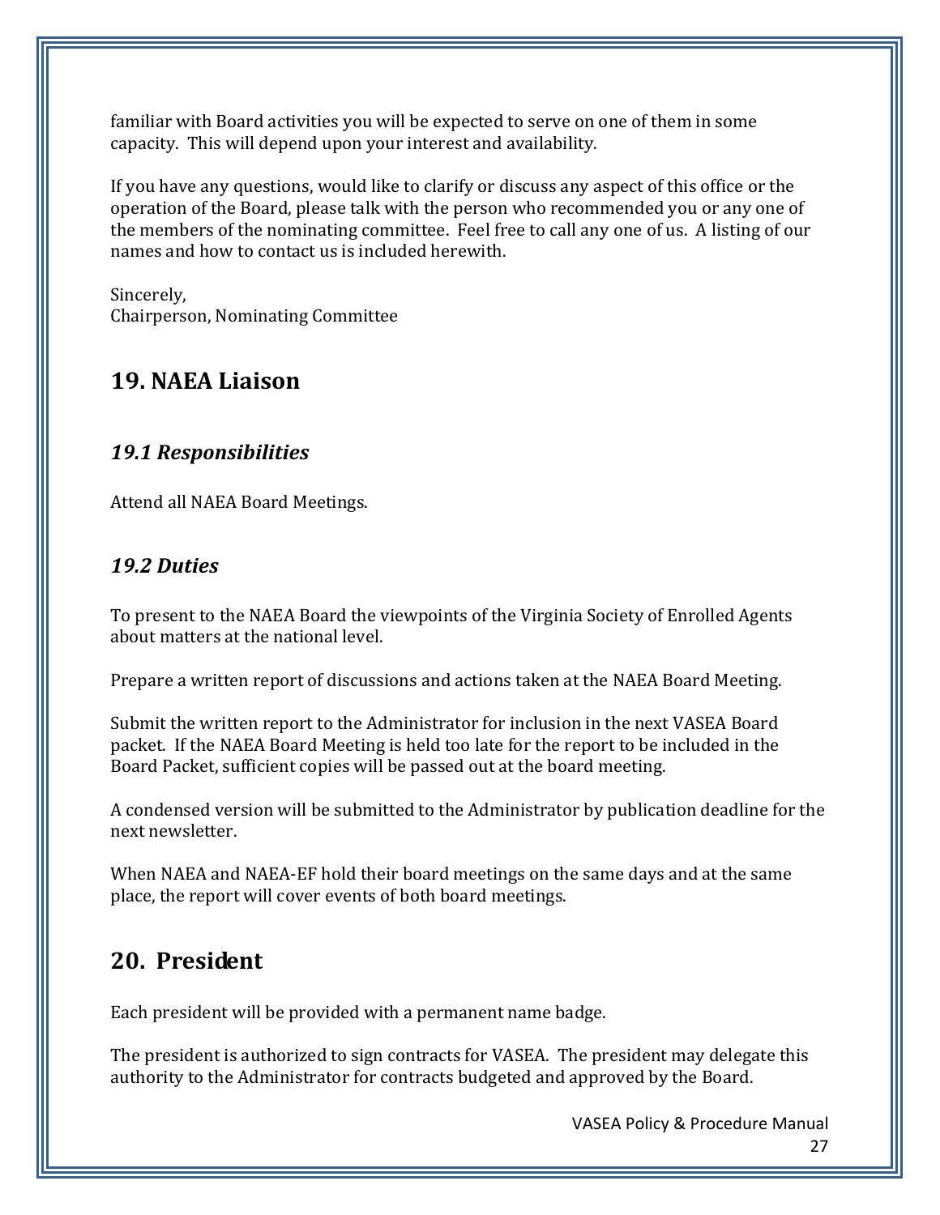familiar with Board activities you will be expected to serve on one of them in some capacity. This will depend upon your interest and availability.

If you have any questions, would like to clarify or discuss any aspect of this office or the operation of the Board, please talk with the person who recommended you or any one of the members of the nominating committee. Feel free to call any one of us. A listing of our names and how to contact us is included herewith.

Sincerely,
Chairperson, Nominating Committee

## 19. NAEA Liaison

### *19.1 Responsibilities*

Attend all NAEA Board Meetings.

### *19.2 Duties*

To present to the NAEA Board the viewpoints of the Virginia Society of Enrolled Agents about matters at the national level.

Prepare a written report of discussions and actions taken at the NAEA Board Meeting.

Submit the written report to the Administrator for inclusion in the next VASEA Board packet. If the NAEA Board Meeting is held too late for the report to be included in the Board Packet, sufficient copies will be passed out at the board meeting.

A condensed version will be submitted to the Administrator by publication deadline for the next newsletter.

When NAEA and NAEA-EF hold their board meetings on the same days and at the same place, the report will cover events of both board meetings.

## 20. President

Each president will be provided with a permanent name badge.

The president is authorized to sign contracts for VASEA. The president may delegate this authority to the Administrator for contracts budgeted and approved by the Board.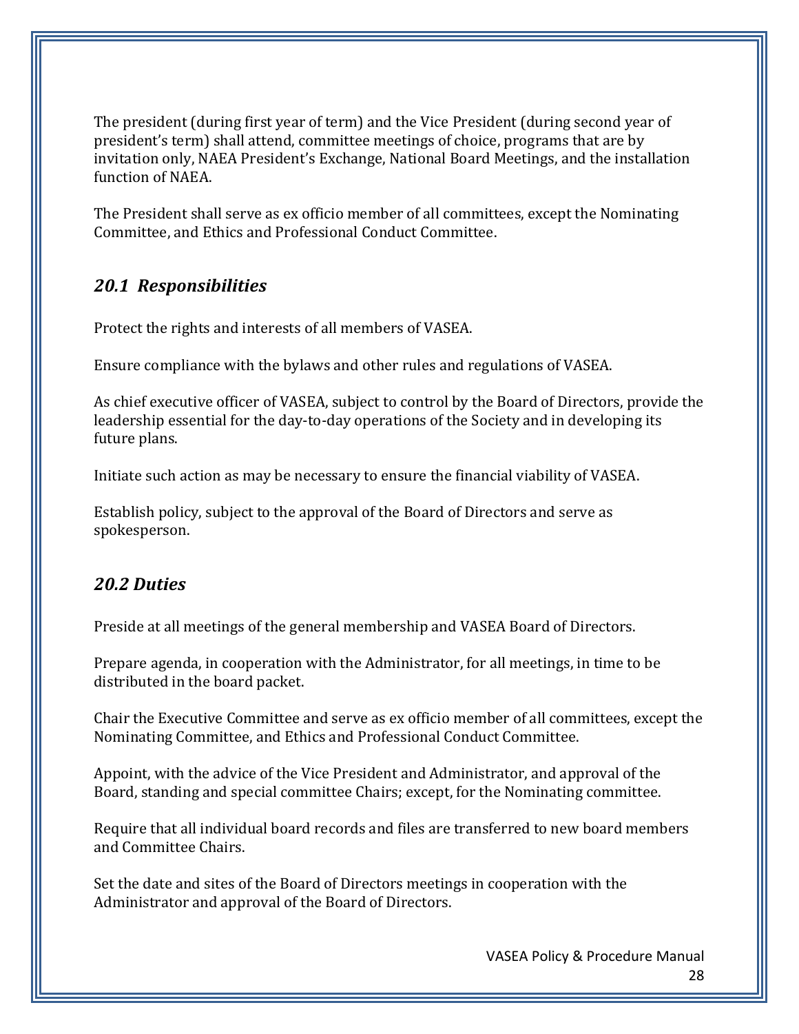The president (during first year of term) and the Vice President (during second year of president's term) shall attend, committee meetings of choice, programs that are by invitation only, NAEA President's Exchange, National Board Meetings, and the installation function of NAEA.

The President shall serve as ex officio member of all committees, except the Nominating Committee, and Ethics and Professional Conduct Committee.

## *20.1 Responsibilities*

Protect the rights and interests of all members of VASEA.

Ensure compliance with the bylaws and other rules and regulations of VASEA.

As chief executive officer of VASEA, subject to control by the Board of Directors, provide the leadership essential for the day-to-day operations of the Society and in developing its future plans.

Initiate such action as may be necessary to ensure the financial viability of VASEA.

Establish policy, subject to the approval of the Board of Directors and serve as spokesperson.

## *20.2 Duties*

Preside at all meetings of the general membership and VASEA Board of Directors.

Prepare agenda, in cooperation with the Administrator, for all meetings, in time to be distributed in the board packet.

Chair the Executive Committee and serve as ex officio member of all committees, except the Nominating Committee, and Ethics and Professional Conduct Committee.

Appoint, with the advice of the Vice President and Administrator, and approval of the Board, standing and special committee Chairs; except, for the Nominating committee.

Require that all individual board records and files are transferred to new board members and Committee Chairs.

Set the date and sites of the Board of Directors meetings in cooperation with the Administrator and approval of the Board of Directors.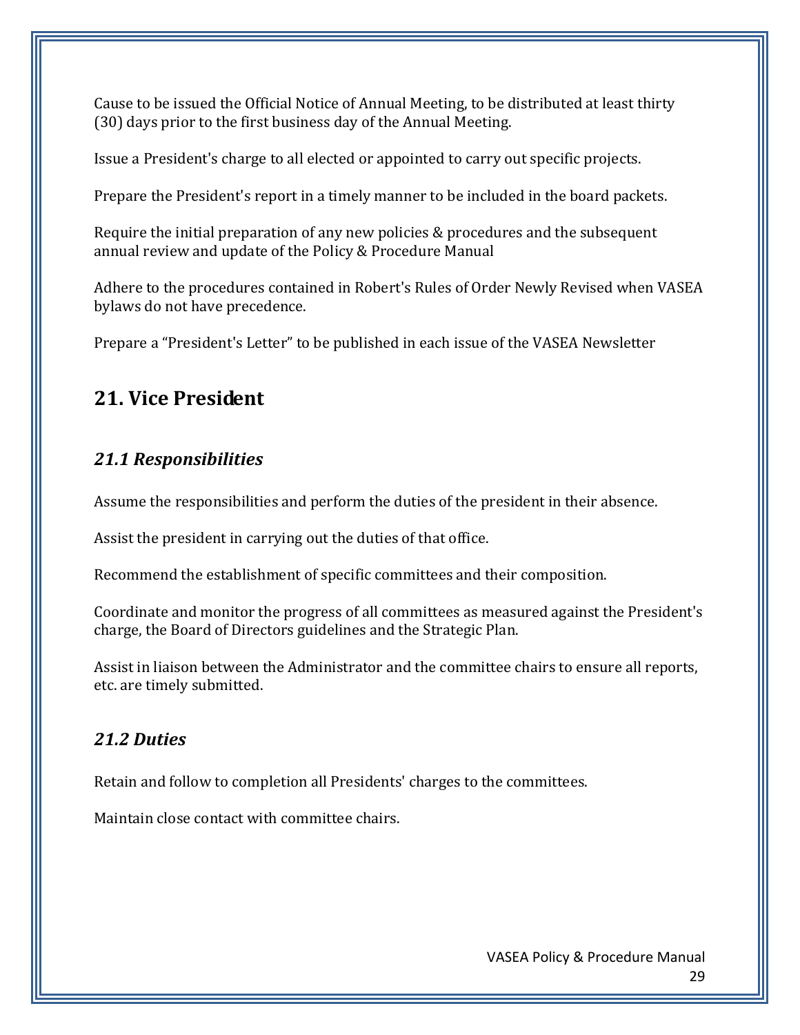Cause to be issued the Official Notice of Annual Meeting, to be distributed at least thirty (30) days prior to the first business day of the Annual Meeting.

Issue a President's charge to all elected or appointed to carry out specific projects.

Prepare the President's report in a timely manner to be included in the board packets.

Require the initial preparation of any new policies & procedures and the subsequent annual review and update of the Policy & Procedure Manual

Adhere to the procedures contained in Robert's Rules of Order Newly Revised when VASEA bylaws do not have precedence.

Prepare a "President's Letter" to be published in each issue of the VASEA Newsletter

## 21. Vice President

### *21.1 Responsibilities*

Assume the responsibilities and perform the duties of the president in their absence.

Assist the president in carrying out the duties of that office.

Recommend the establishment of specific committees and their composition.

Coordinate and monitor the progress of all committees as measured against the President's charge, the Board of Directors guidelines and the Strategic Plan.

Assist in liaison between the Administrator and the committee chairs to ensure all reports, etc. are timely submitted.

### *21.2 Duties*

Retain and follow to completion all Presidents' charges to the committees.

Maintain close contact with committee chairs.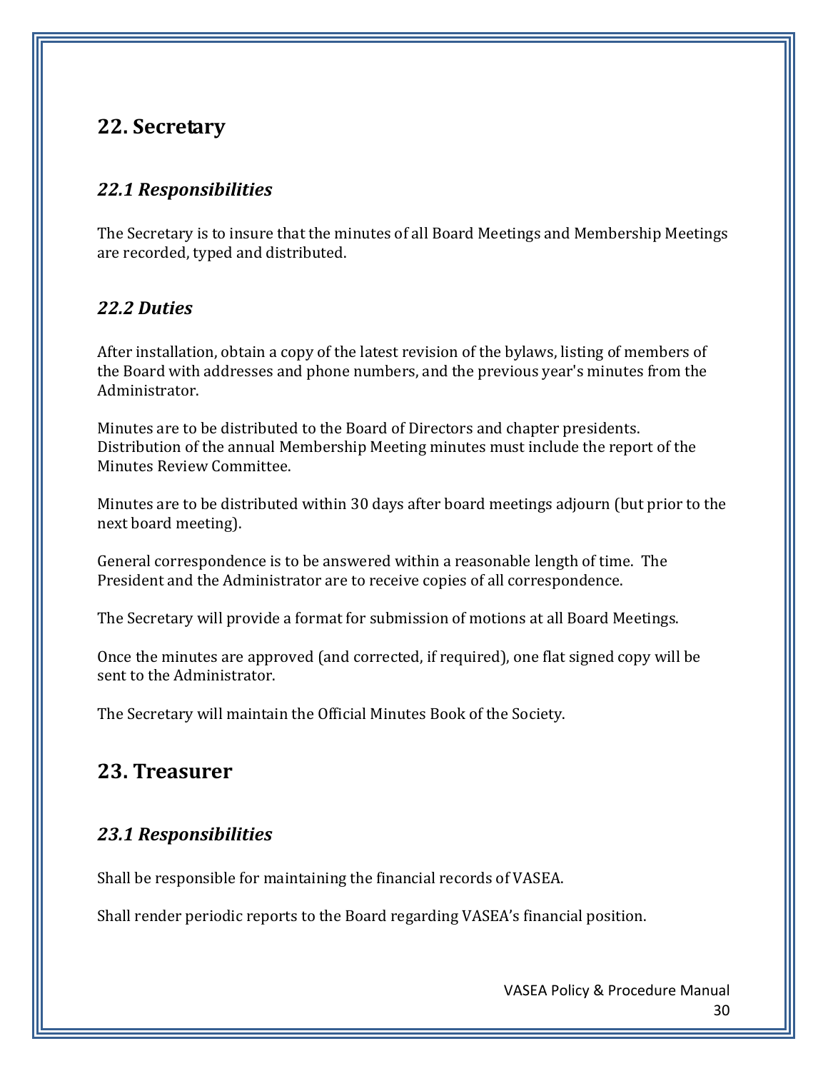## 22. Secretary

### *22.1 Responsibilities*

The Secretary is to insure that the minutes of all Board Meetings and Membership Meetings are recorded, typed and distributed.

### *22.2 Duties*

After installation, obtain a copy of the latest revision of the bylaws, listing of members of the Board with addresses and phone numbers, and the previous year's minutes from the Administrator.

Minutes are to be distributed to the Board of Directors and chapter presidents. Distribution of the annual Membership Meeting minutes must include the report of the Minutes Review Committee.

Minutes are to be distributed within 30 days after board meetings adjourn (but prior to the next board meeting).

General correspondence is to be answered within a reasonable length of time. The President and the Administrator are to receive copies of all correspondence.

The Secretary will provide a format for submission of motions at all Board Meetings.

Once the minutes are approved (and corrected, if required), one flat signed copy will be sent to the Administrator.

The Secretary will maintain the Official Minutes Book of the Society.

## 23. Treasurer

### *23.1 Responsibilities*

Shall be responsible for maintaining the financial records of VASEA.

Shall render periodic reports to the Board regarding VASEA's financial position.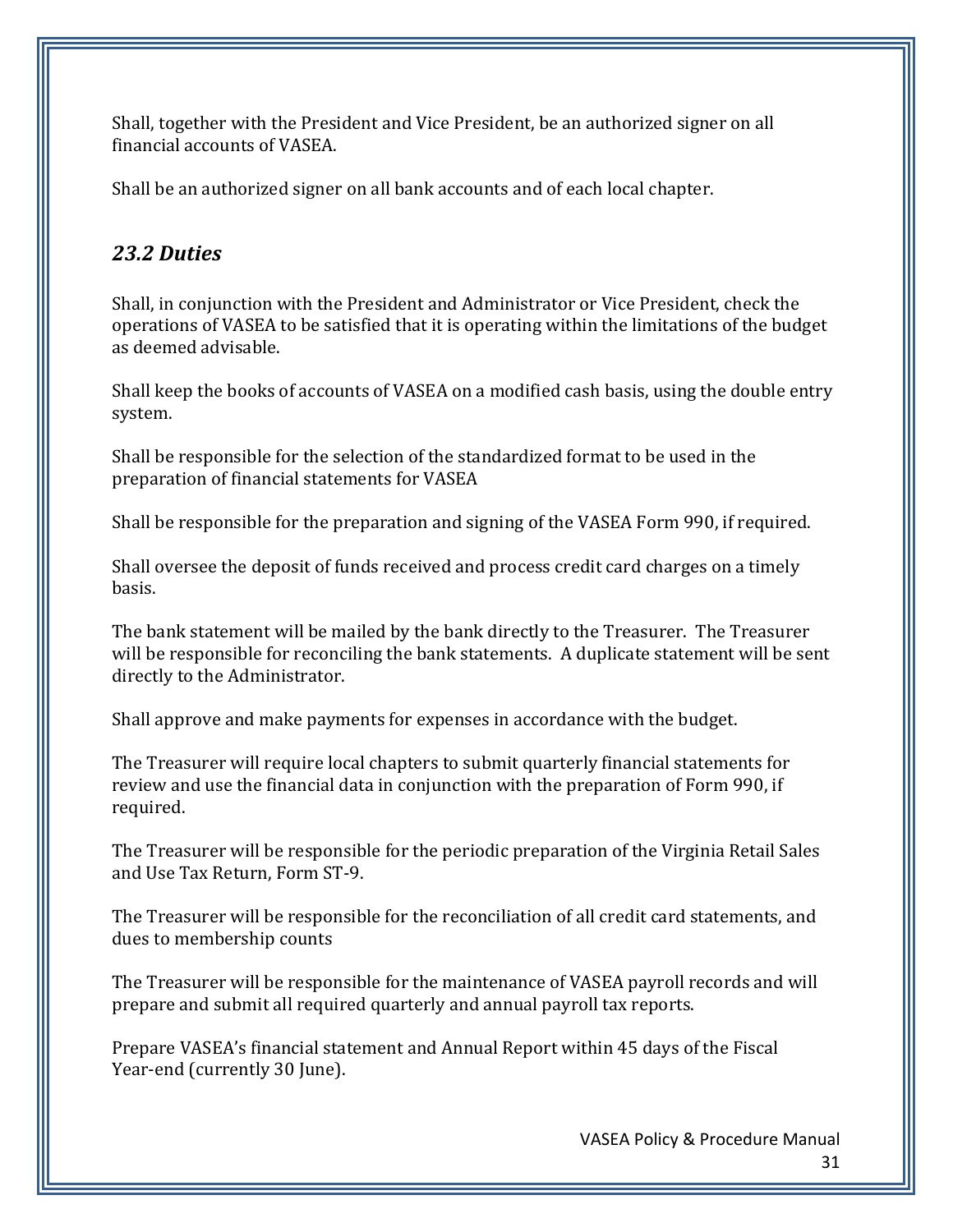Shall, together with the President and Vice President, be an authorized signer on all financial accounts of VASEA.

Shall be an authorized signer on all bank accounts and of each local chapter.

### *23.2 Duties*

Shall, in conjunction with the President and Administrator or Vice President, check the operations of VASEA to be satisfied that it is operating within the limitations of the budget as deemed advisable.

Shall keep the books of accounts of VASEA on a modified cash basis, using the double entry system.

Shall be responsible for the selection of the standardized format to be used in the preparation of financial statements for VASEA

Shall be responsible for the preparation and signing of the VASEA Form 990, if required.

Shall oversee the deposit of funds received and process credit card charges on a timely basis.

The bank statement will be mailed by the bank directly to the Treasurer. The Treasurer will be responsible for reconciling the bank statements. A duplicate statement will be sent directly to the Administrator.

Shall approve and make payments for expenses in accordance with the budget.

The Treasurer will require local chapters to submit quarterly financial statements for review and use the financial data in conjunction with the preparation of Form 990, if required.

The Treasurer will be responsible for the periodic preparation of the Virginia Retail Sales and Use Tax Return, Form ST-9.

The Treasurer will be responsible for the reconciliation of all credit card statements, and dues to membership counts

The Treasurer will be responsible for the maintenance of VASEA payroll records and will prepare and submit all required quarterly and annual payroll tax reports.

Prepare VASEA's financial statement and Annual Report within 45 days of the Fiscal Year-end (currently 30 June).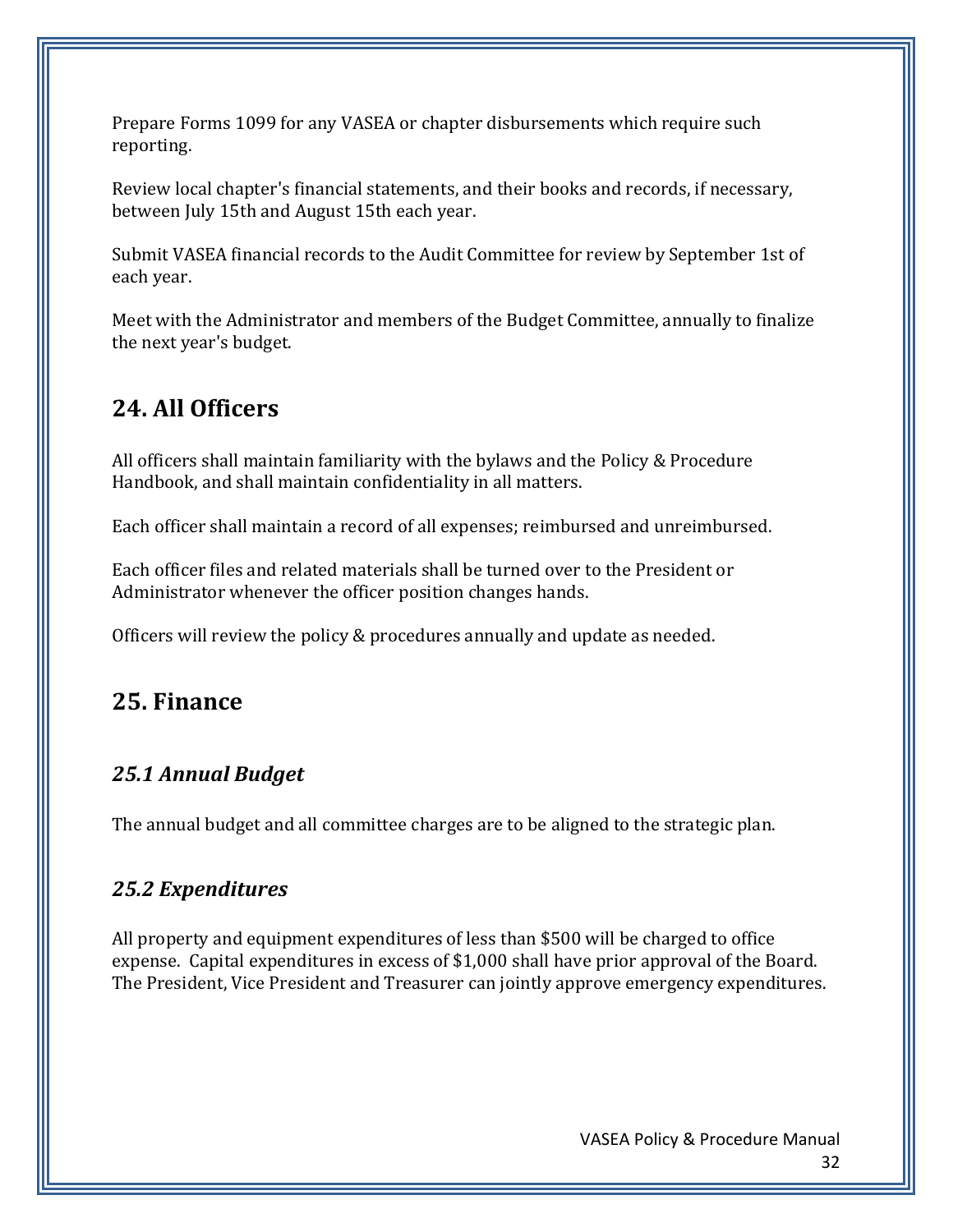Prepare Forms 1099 for any VASEA or chapter disbursements which require such reporting.

Review local chapter's financial statements, and their books and records, if necessary, between July 15th and August 15th each year.

Submit VASEA financial records to the Audit Committee for review by September 1st of each year.

Meet with the Administrator and members of the Budget Committee, annually to finalize the next year's budget.

## 24. All Officers

All officers shall maintain familiarity with the bylaws and the Policy & Procedure Handbook, and shall maintain confidentiality in all matters.

Each officer shall maintain a record of all expenses; reimbursed and unreimbursed.

Each officer files and related materials shall be turned over to the President or Administrator whenever the officer position changes hands.

Officers will review the policy & procedures annually and update as needed.

## 25. Finance

### *25.1 Annual Budget*

The annual budget and all committee charges are to be aligned to the strategic plan.

### *25.2 Expenditures*

All property and equipment expenditures of less than $500 will be charged to office expense. Capital expenditures in excess of $1,000 shall have prior approval of the Board. The President, Vice President and Treasurer can jointly approve emergency expenditures.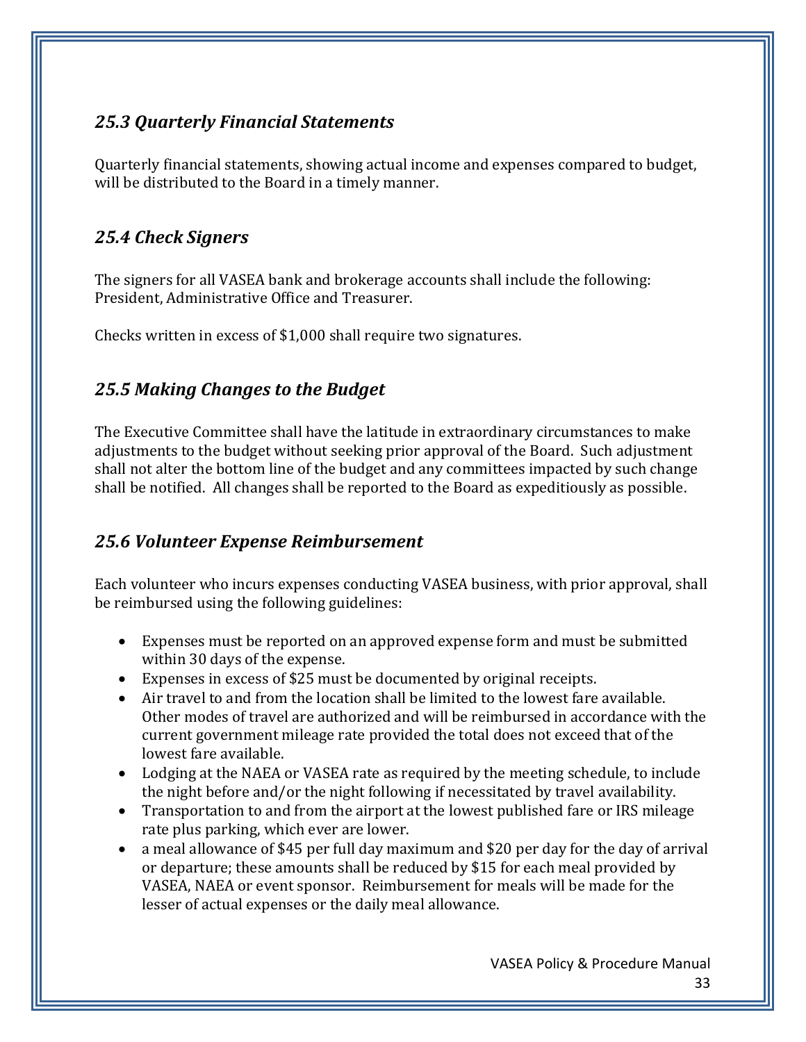## *25.3 Quarterly Financial Statements*

Quarterly financial statements, showing actual income and expenses compared to budget, will be distributed to the Board in a timely manner.

## *25.4 Check Signers*

The signers for all VASEA bank and brokerage accounts shall include the following: President, Administrative Office and Treasurer.

Checks written in excess of $1,000 shall require two signatures.

## *25.5 Making Changes to the Budget*

The Executive Committee shall have the latitude in extraordinary circumstances to make adjustments to the budget without seeking prior approval of the Board. Such adjustment shall not alter the bottom line of the budget and any committees impacted by such change shall be notified. All changes shall be reported to the Board as expeditiously as possible.

## *25.6 Volunteer Expense Reimbursement*

Each volunteer who incurs expenses conducting VASEA business, with prior approval, shall be reimbursed using the following guidelines:

- Expenses must be reported on an approved expense form and must be submitted within 30 days of the expense.
- Expenses in excess of $25 must be documented by original receipts.
- Air travel to and from the location shall be limited to the lowest fare available. Other modes of travel are authorized and will be reimbursed in accordance with the current government mileage rate provided the total does not exceed that of the lowest fare available.
- Lodging at the NAEA or VASEA rate as required by the meeting schedule, to include the night before and/or the night following if necessitated by travel availability.
- Transportation to and from the airport at the lowest published fare or IRS mileage rate plus parking, which ever are lower.
- a meal allowance of $45 per full day maximum and $20 per day for the day of arrival or departure; these amounts shall be reduced by $15 for each meal provided by VASEA, NAEA or event sponsor. Reimbursement for meals will be made for the lesser of actual expenses or the daily meal allowance.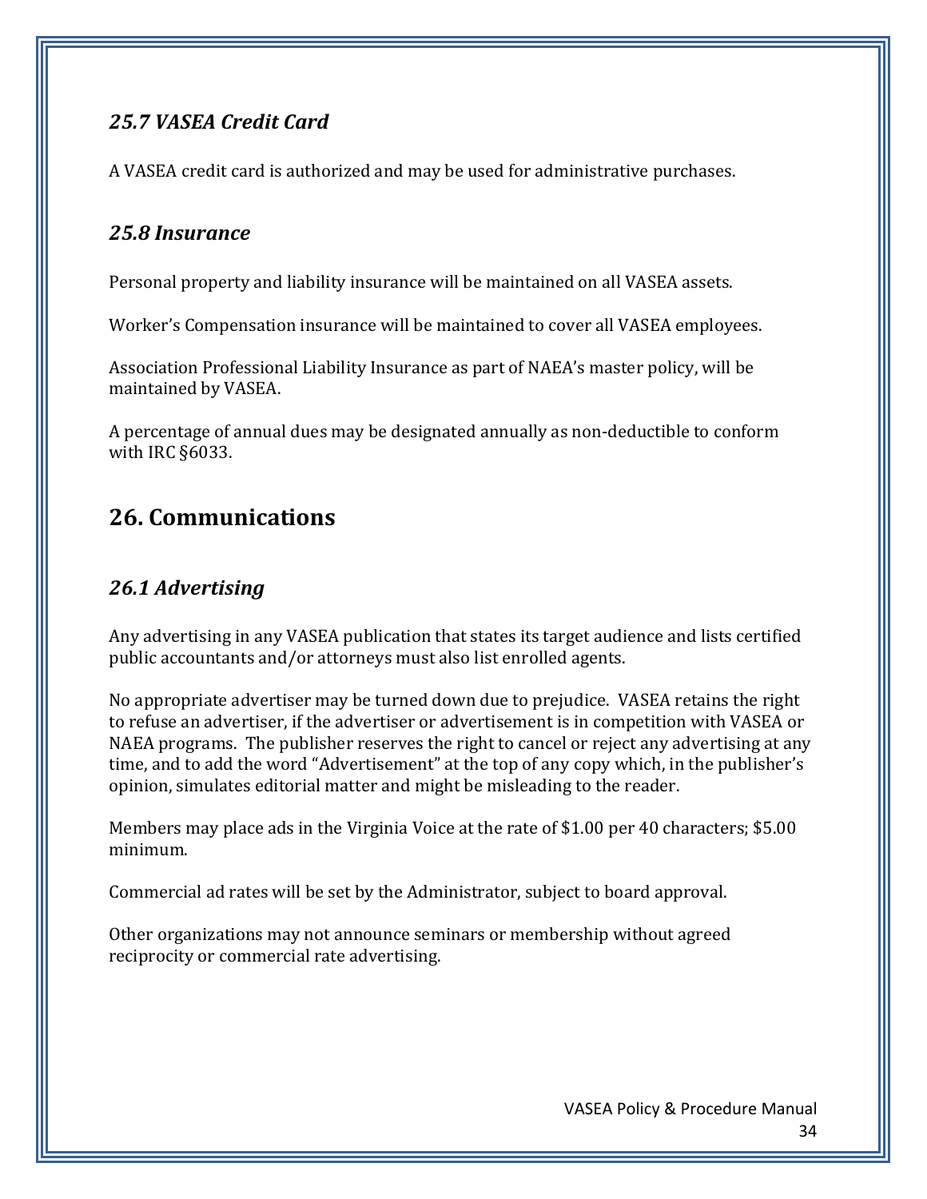### *25.7 VASEA Credit Card*

A VASEA credit card is authorized and may be used for administrative purchases.

### *25.8 Insurance*

Personal property and liability insurance will be maintained on all VASEA assets.

Worker's Compensation insurance will be maintained to cover all VASEA employees.

Association Professional Liability Insurance as part of NAEA's master policy, will be maintained by VASEA.

A percentage of annual dues may be designated annually as non-deductible to conform with IRC §6033.

## 26. Communications

### *26.1 Advertising*

Any advertising in any VASEA publication that states its target audience and lists certified public accountants and/or attorneys must also list enrolled agents.

No appropriate advertiser may be turned down due to prejudice.  VASEA retains the right to refuse an advertiser, if the advertiser or advertisement is in competition with VASEA or NAEA programs.  The publisher reserves the right to cancel or reject any advertising at any time, and to add the word "Advertisement" at the top of any copy which, in the publisher's opinion, simulates editorial matter and might be misleading to the reader.

Members may place ads in the Virginia Voice at the rate of $1.00 per 40 characters; $5.00 minimum.

Commercial ad rates will be set by the Administrator, subject to board approval.

Other organizations may not announce seminars or membership without agreed reciprocity or commercial rate advertising.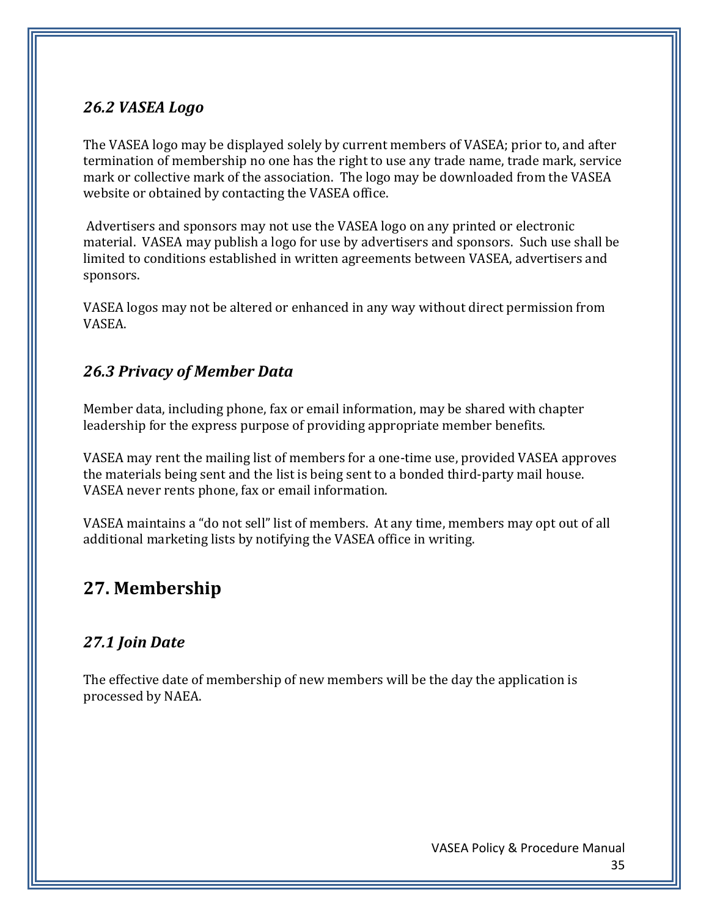### *26.2 VASEA Logo*

The VASEA logo may be displayed solely by current members of VASEA; prior to, and after termination of membership no one has the right to use any trade name, trade mark, service mark or collective mark of the association. The logo may be downloaded from the VASEA website or obtained by contacting the VASEA office.

Advertisers and sponsors may not use the VASEA logo on any printed or electronic material. VASEA may publish a logo for use by advertisers and sponsors. Such use shall be limited to conditions established in written agreements between VASEA, advertisers and sponsors.

VASEA logos may not be altered or enhanced in any way without direct permission from VASEA.

### *26.3 Privacy of Member Data*

Member data, including phone, fax or email information, may be shared with chapter leadership for the express purpose of providing appropriate member benefits.

VASEA may rent the mailing list of members for a one-time use, provided VASEA approves the materials being sent and the list is being sent to a bonded third-party mail house. VASEA never rents phone, fax or email information.

VASEA maintains a "do not sell" list of members. At any time, members may opt out of all additional marketing lists by notifying the VASEA office in writing.

## 27. Membership

### *27.1 Join Date*

The effective date of membership of new members will be the day the application is processed by NAEA.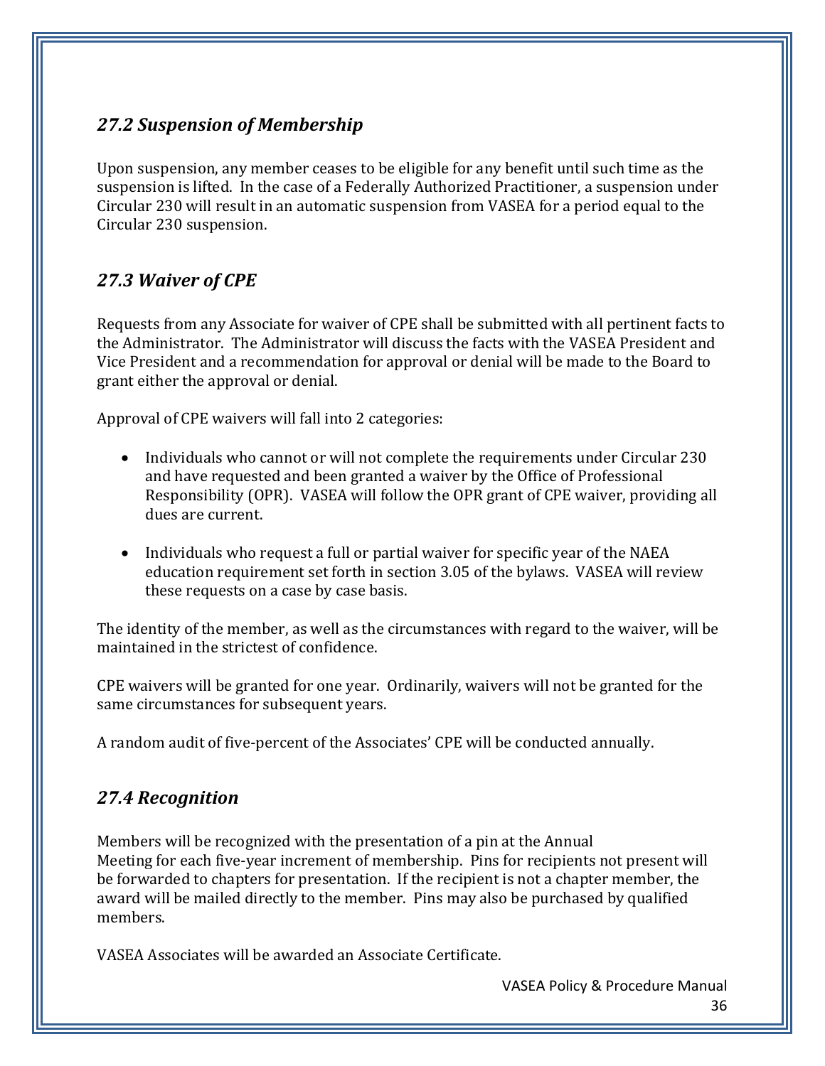## *27.2 Suspension of Membership*

Upon suspension, any member ceases to be eligible for any benefit until such time as the suspension is lifted. In the case of a Federally Authorized Practitioner, a suspension under Circular 230 will result in an automatic suspension from VASEA for a period equal to the Circular 230 suspension.

## *27.3 Waiver of CPE*

Requests from any Associate for waiver of CPE shall be submitted with all pertinent facts to the Administrator. The Administrator will discuss the facts with the VASEA President and Vice President and a recommendation for approval or denial will be made to the Board to grant either the approval or denial.

Approval of CPE waivers will fall into 2 categories:

- Individuals who cannot or will not complete the requirements under Circular 230 and have requested and been granted a waiver by the Office of Professional Responsibility (OPR). VASEA will follow the OPR grant of CPE waiver, providing all dues are current.
- Individuals who request a full or partial waiver for specific year of the NAEA education requirement set forth in section 3.05 of the bylaws. VASEA will review these requests on a case by case basis.

The identity of the member, as well as the circumstances with regard to the waiver, will be maintained in the strictest of confidence.

CPE waivers will be granted for one year. Ordinarily, waivers will not be granted for the same circumstances for subsequent years.

A random audit of five-percent of the Associates' CPE will be conducted annually.

## *27.4 Recognition*

Members will be recognized with the presentation of a pin at the Annual Meeting for each five-year increment of membership. Pins for recipients not present will be forwarded to chapters for presentation. If the recipient is not a chapter member, the award will be mailed directly to the member. Pins may also be purchased by qualified members.

VASEA Associates will be awarded an Associate Certificate.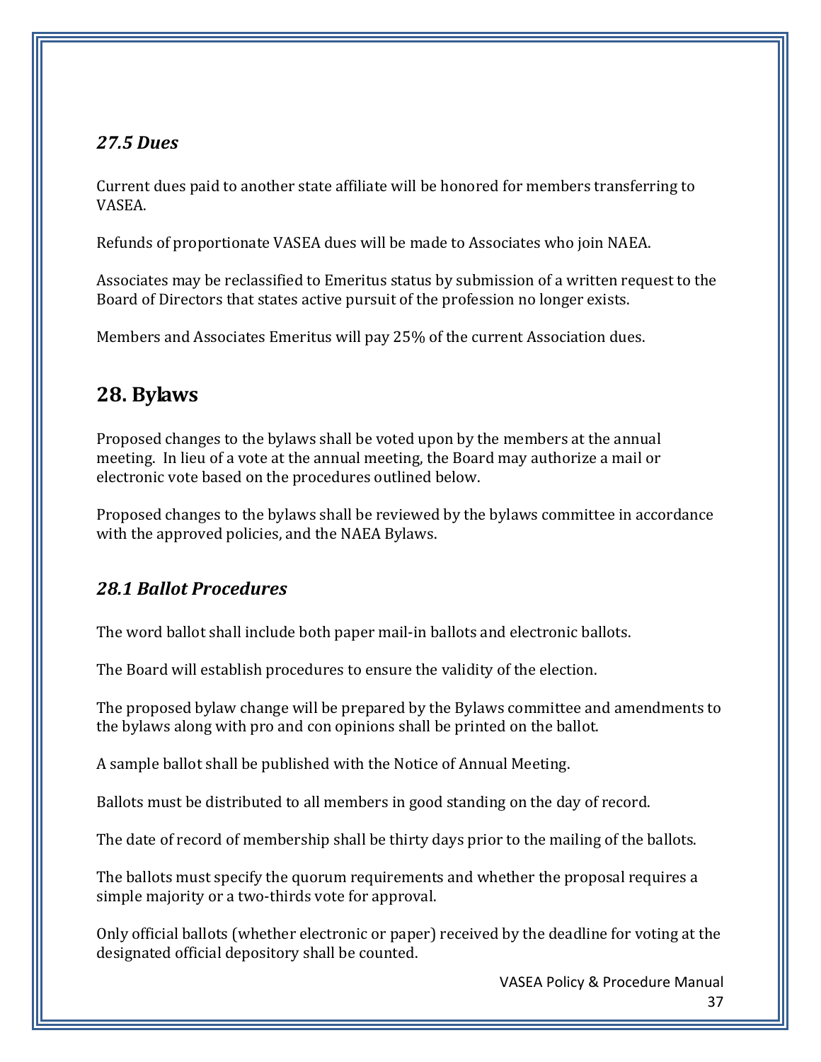### *27.5 Dues*

Current dues paid to another state affiliate will be honored for members transferring to VASEA.

Refunds of proportionate VASEA dues will be made to Associates who join NAEA.

Associates may be reclassified to Emeritus status by submission of a written request to the Board of Directors that states active pursuit of the profession no longer exists.

Members and Associates Emeritus will pay 25% of the current Association dues.

## 28. Bylaws

Proposed changes to the bylaws shall be voted upon by the members at the annual meeting. In lieu of a vote at the annual meeting, the Board may authorize a mail or electronic vote based on the procedures outlined below.

Proposed changes to the bylaws shall be reviewed by the bylaws committee in accordance with the approved policies, and the NAEA Bylaws.

### *28.1 Ballot Procedures*

The word ballot shall include both paper mail-in ballots and electronic ballots.

The Board will establish procedures to ensure the validity of the election.

The proposed bylaw change will be prepared by the Bylaws committee and amendments to the bylaws along with pro and con opinions shall be printed on the ballot.

A sample ballot shall be published with the Notice of Annual Meeting.

Ballots must be distributed to all members in good standing on the day of record.

The date of record of membership shall be thirty days prior to the mailing of the ballots.

The ballots must specify the quorum requirements and whether the proposal requires a simple majority or a two-thirds vote for approval.

Only official ballots (whether electronic or paper) received by the deadline for voting at the designated official depository shall be counted.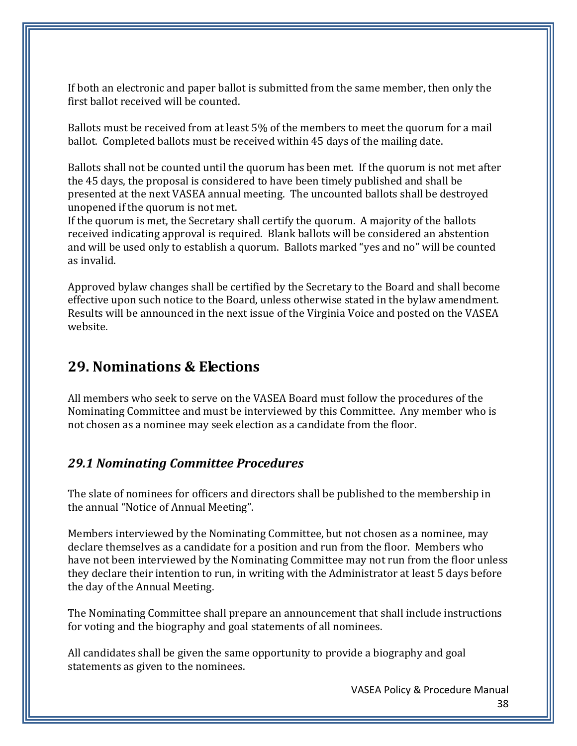If both an electronic and paper ballot is submitted from the same member, then only the first ballot received will be counted.

Ballots must be received from at least 5% of the members to meet the quorum for a mail ballot. Completed ballots must be received within 45 days of the mailing date.

Ballots shall not be counted until the quorum has been met. If the quorum is not met after the 45 days, the proposal is considered to have been timely published and shall be presented at the next VASEA annual meeting. The uncounted ballots shall be destroyed unopened if the quorum is not met.
If the quorum is met, the Secretary shall certify the quorum. A majority of the ballots received indicating approval is required. Blank ballots will be considered an abstention and will be used only to establish a quorum. Ballots marked "yes and no" will be counted as invalid.

Approved bylaw changes shall be certified by the Secretary to the Board and shall become effective upon such notice to the Board, unless otherwise stated in the bylaw amendment. Results will be announced in the next issue of the Virginia Voice and posted on the VASEA website.

## 29. Nominations & Elections

All members who seek to serve on the VASEA Board must follow the procedures of the Nominating Committee and must be interviewed by this Committee. Any member who is not chosen as a nominee may seek election as a candidate from the floor.

### *29.1 Nominating Committee Procedures*

The slate of nominees for officers and directors shall be published to the membership in the annual "Notice of Annual Meeting".

Members interviewed by the Nominating Committee, but not chosen as a nominee, may declare themselves as a candidate for a position and run from the floor. Members who have not been interviewed by the Nominating Committee may not run from the floor unless they declare their intention to run, in writing with the Administrator at least 5 days before the day of the Annual Meeting.

The Nominating Committee shall prepare an announcement that shall include instructions for voting and the biography and goal statements of all nominees.

All candidates shall be given the same opportunity to provide a biography and goal statements as given to the nominees.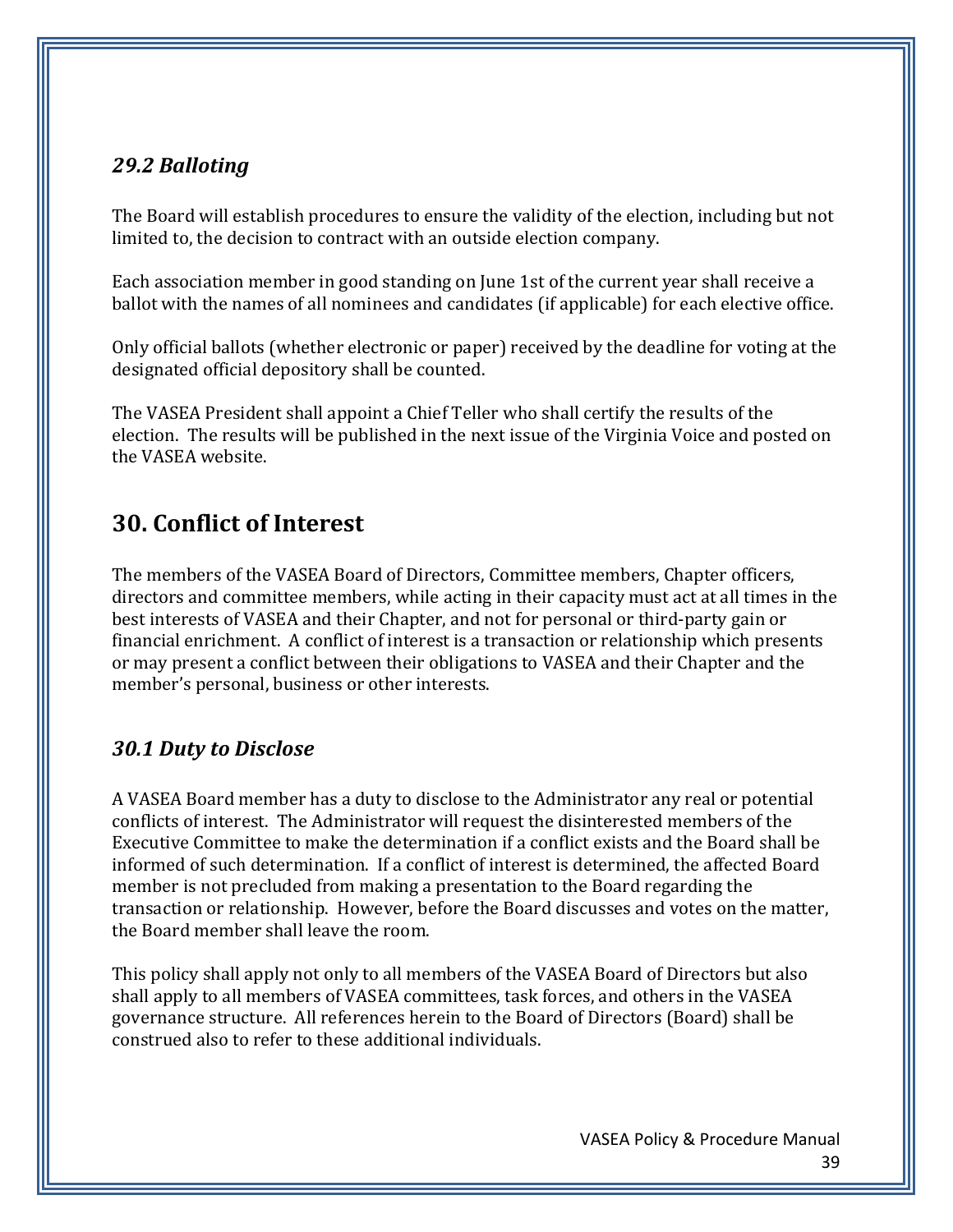### *29.2 Balloting*

The Board will establish procedures to ensure the validity of the election, including but not limited to, the decision to contract with an outside election company.

Each association member in good standing on June 1st of the current year shall receive a ballot with the names of all nominees and candidates (if applicable) for each elective office.

Only official ballots (whether electronic or paper) received by the deadline for voting at the designated official depository shall be counted.

The VASEA President shall appoint a Chief Teller who shall certify the results of the election. The results will be published in the next issue of the Virginia Voice and posted on the VASEA website.

## 30. Conflict of Interest

The members of the VASEA Board of Directors, Committee members, Chapter officers, directors and committee members, while acting in their capacity must act at all times in the best interests of VASEA and their Chapter, and not for personal or third-party gain or financial enrichment. A conflict of interest is a transaction or relationship which presents or may present a conflict between their obligations to VASEA and their Chapter and the member's personal, business or other interests.

### *30.1 Duty to Disclose*

A VASEA Board member has a duty to disclose to the Administrator any real or potential conflicts of interest. The Administrator will request the disinterested members of the Executive Committee to make the determination if a conflict exists and the Board shall be informed of such determination. If a conflict of interest is determined, the affected Board member is not precluded from making a presentation to the Board regarding the transaction or relationship. However, before the Board discusses and votes on the matter, the Board member shall leave the room.

This policy shall apply not only to all members of the VASEA Board of Directors but also shall apply to all members of VASEA committees, task forces, and others in the VASEA governance structure. All references herein to the Board of Directors (Board) shall be construed also to refer to these additional individuals.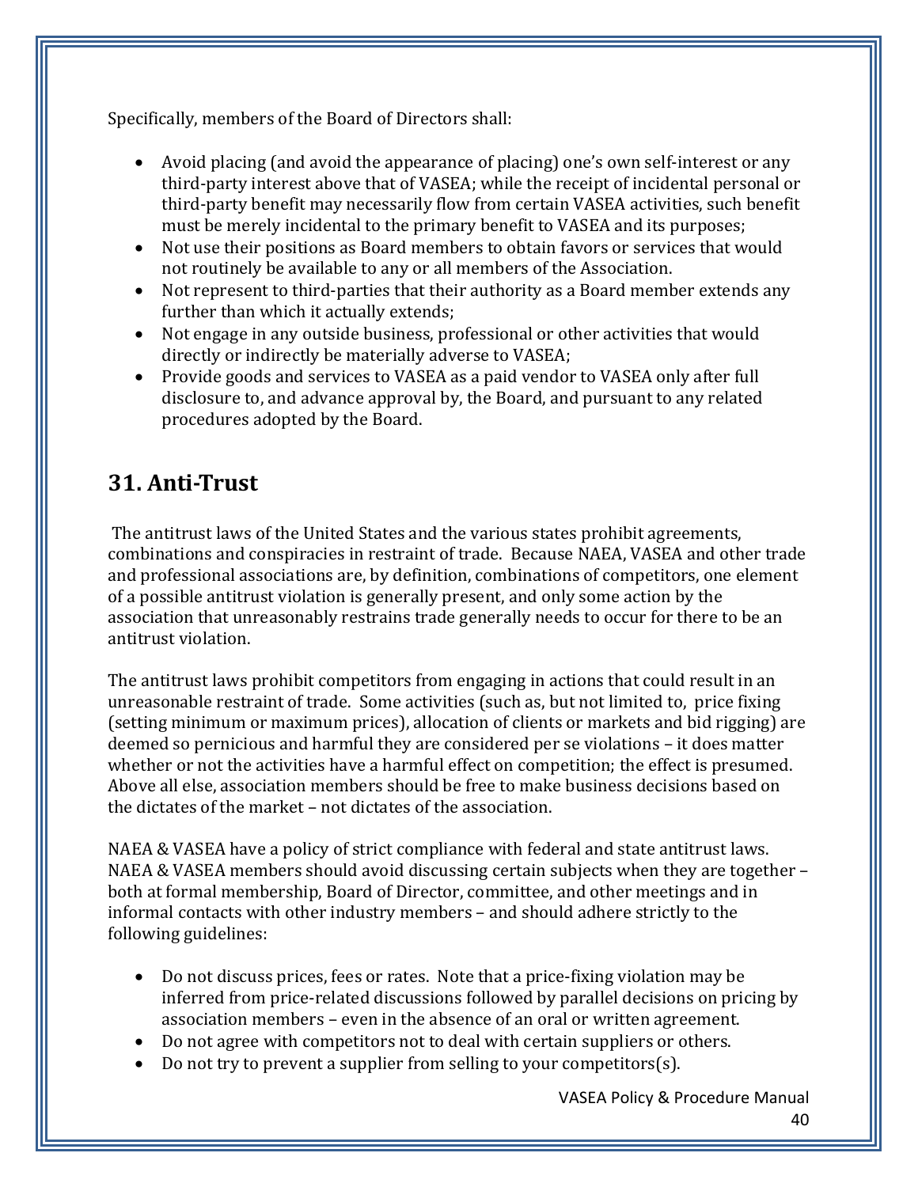Specifically, members of the Board of Directors shall:

- Avoid placing (and avoid the appearance of placing) one's own self-interest or any third-party interest above that of VASEA; while the receipt of incidental personal or third-party benefit may necessarily flow from certain VASEA activities, such benefit must be merely incidental to the primary benefit to VASEA and its purposes;
- Not use their positions as Board members to obtain favors or services that would not routinely be available to any or all members of the Association.
- Not represent to third-parties that their authority as a Board member extends any further than which it actually extends;
- Not engage in any outside business, professional or other activities that would directly or indirectly be materially adverse to VASEA;
- Provide goods and services to VASEA as a paid vendor to VASEA only after full disclosure to, and advance approval by, the Board, and pursuant to any related procedures adopted by the Board.

## 31. Anti-Trust

The antitrust laws of the United States and the various states prohibit agreements, combinations and conspiracies in restraint of trade. Because NAEA, VASEA and other trade and professional associations are, by definition, combinations of competitors, one element of a possible antitrust violation is generally present, and only some action by the association that unreasonably restrains trade generally needs to occur for there to be an antitrust violation.

The antitrust laws prohibit competitors from engaging in actions that could result in an unreasonable restraint of trade. Some activities (such as, but not limited to, price fixing (setting minimum or maximum prices), allocation of clients or markets and bid rigging) are deemed so pernicious and harmful they are considered per se violations – it does matter whether or not the activities have a harmful effect on competition; the effect is presumed. Above all else, association members should be free to make business decisions based on the dictates of the market – not dictates of the association.

NAEA & VASEA have a policy of strict compliance with federal and state antitrust laws. NAEA & VASEA members should avoid discussing certain subjects when they are together – both at formal membership, Board of Director, committee, and other meetings and in informal contacts with other industry members – and should adhere strictly to the following guidelines:

- Do not discuss prices, fees or rates. Note that a price-fixing violation may be inferred from price-related discussions followed by parallel decisions on pricing by association members – even in the absence of an oral or written agreement.
- Do not agree with competitors not to deal with certain suppliers or others.
- Do not try to prevent a supplier from selling to your competitors(s).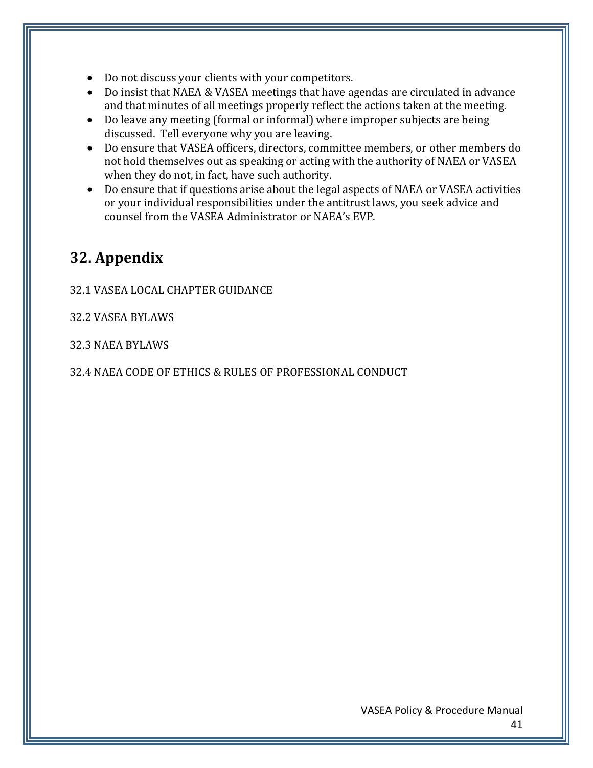- Do not discuss your clients with your competitors.
- Do insist that NAEA & VASEA meetings that have agendas are circulated in advance and that minutes of all meetings properly reflect the actions taken at the meeting.
- Do leave any meeting (formal or informal) where improper subjects are being discussed. Tell everyone why you are leaving.
- Do ensure that VASEA officers, directors, committee members, or other members do not hold themselves out as speaking or acting with the authority of NAEA or VASEA when they do not, in fact, have such authority.
- Do ensure that if questions arise about the legal aspects of NAEA or VASEA activities or your individual responsibilities under the antitrust laws, you seek advice and counsel from the VASEA Administrator or NAEA's EVP.

## 32. Appendix

32.1 VASEA LOCAL CHAPTER GUIDANCE

32.2 VASEA BYLAWS

32.3 NAEA BYLAWS

32.4 NAEA CODE OF ETHICS & RULES OF PROFESSIONAL CONDUCT